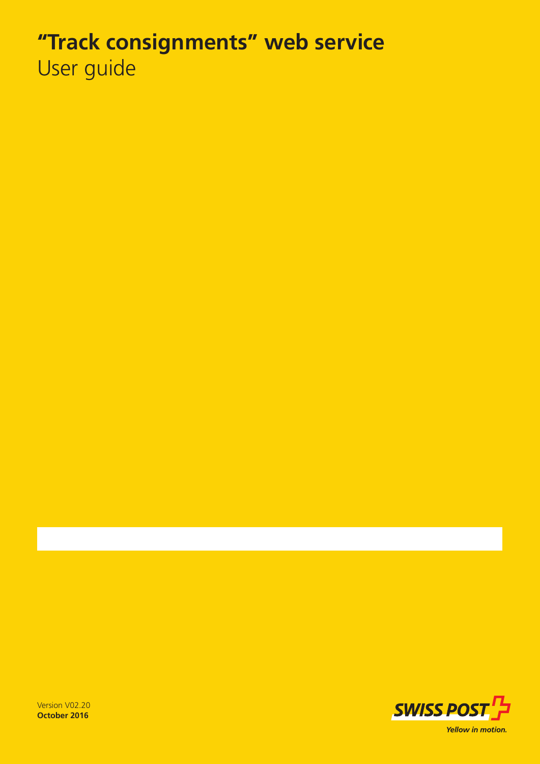# "Track consignments" web service

User guide

Version V02.20
**October 2016**

SWISS POST
*Yellow in motion.*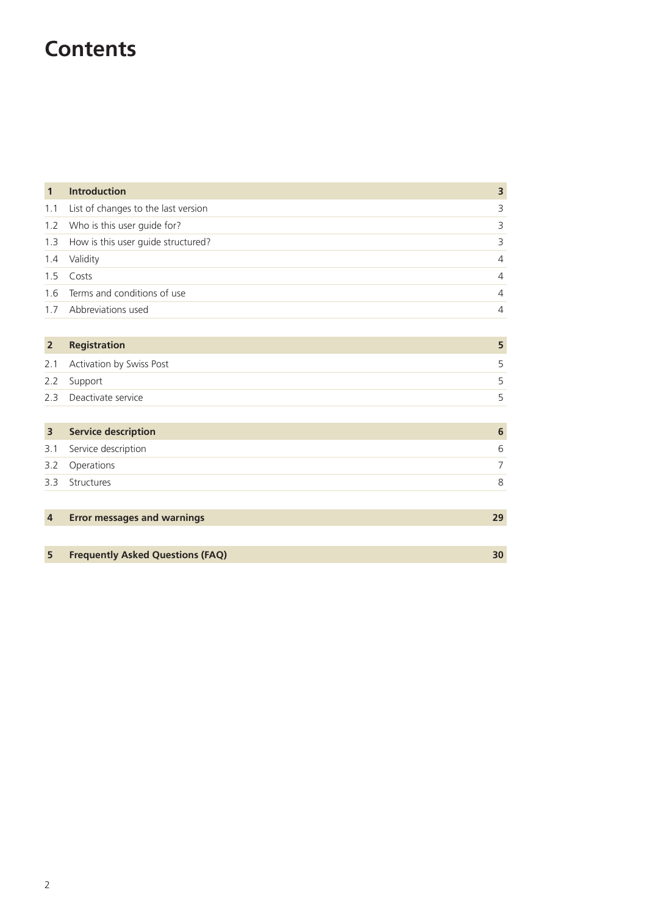# Contents

| | | |
|---|---|---|
| **1** | **Introduction** | **3** |
| 1.1 | List of changes to the last version | 3 |
| 1.2 | Who is this user guide for? | 3 |
| 1.3 | How is this user guide structured? | 3 |
| 1.4 | Validity | 4 |
| 1.5 | Costs | 4 |
| 1.6 | Terms and conditions of use | 4 |
| 1.7 | Abbreviations used | 4 |
| **2** | **Registration** | **5** |
| 2.1 | Activation by Swiss Post | 5 |
| 2.2 | Support | 5 |
| 2.3 | Deactivate service | 5 |
| **3** | **Service description** | **6** |
| 3.1 | Service description | 6 |
| 3.2 | Operations | 7 |
| 3.3 | Structures | 8 |
| **4** | **Error messages and warnings** | **29** |
| **5** | **Frequently Asked Questions (FAQ)** | **30** |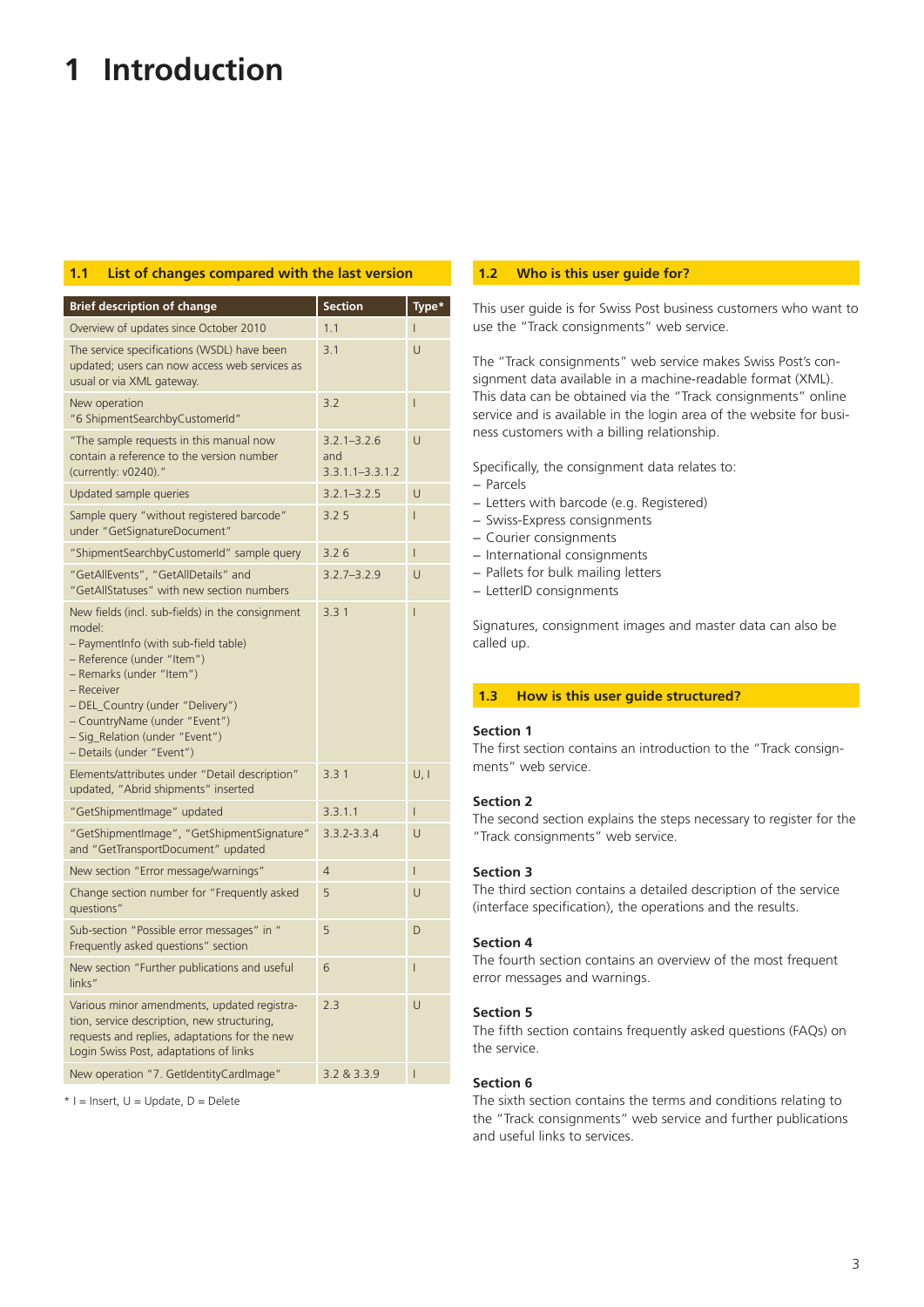# 1 Introduction

## 1.1 List of changes compared with the last version

| Brief description of change | Section | Type* |
|---|---|---|
| Overview of updates since October 2010 | 1.1 | I |
| The service specifications (WSDL) have been updated; users can now access web services as usual or via XML gateway. | 3.1 | U |
| New operation "6 ShipmentSearchbyCustomerId" | 3.2 | I |
| "The sample requests in this manual now contain a reference to the version number (currently: v0240)." | 3.2.1–3.2.6 and 3.3.1.1–3.3.1.2 | U |
| Updated sample queries | 3.2.1–3.2.5 | U |
| Sample query "without registered barcode" under "GetSignatureDocument" | 3.2 5 | I |
| "ShipmentSearchbyCustomerId" sample query | 3.2 6 | I |
| "GetAllEvents", "GetAllDetails" and "GetAllStatuses" with new section numbers | 3.2.7–3.2.9 | U |
| New fields (incl. sub-fields) in the consignment model:<br>– PaymentInfo (with sub-field table)<br>– Reference (under "Item")<br>– Remarks (under "Item")<br>– Receiver<br>– DEL_Country (under "Delivery")<br>– CountryName (under "Event")<br>– Sig_Relation (under "Event")<br>– Details (under "Event") | 3.3 1 | I |
| Elements/attributes under "Detail description" updated, "Abrid shipments" inserted | 3.3 1 | U, I |
| "GetShipmentImage" updated | 3.3.1.1 | I |
| "GetShipmentImage", "GetShipmentSignature" and "GetTransportDocument" updated | 3.3.2-3.3.4 | U |
| New section "Error message/warnings" | 4 | I |
| Change section number for "Frequently asked questions" | 5 | U |
| Sub-section "Possible error messages" in " Frequently asked questions" section | 5 | D |
| New section "Further publications and useful links" | 6 | I |
| Various minor amendments, updated registration, service description, new structuring, requests and replies, adaptations for the new Login Swiss Post, adaptations of links | 2.3 | U |
| New operation "7. GetIdentityCardImage" | 3.2 & 3.3.9 | I |

\* I = Insert, U = Update, D = Delete

## 1.2 Who is this user guide for?

This user guide is for Swiss Post business customers who want to use the "Track consignments" web service.

The "Track consignments" web service makes Swiss Post's consignment data available in a machine-readable format (XML). This data can be obtained via the "Track consignments" online service and is available in the login area of the website for business customers with a billing relationship.

Specifically, the consignment data relates to:
– Parcels
– Letters with barcode (e.g. Registered)
– Swiss-Express consignments
– Courier consignments
– International consignments
– Pallets for bulk mailing letters
– LetterID consignments

Signatures, consignment images and master data can also be called up.

## 1.3 How is this user guide structured?

**Section 1**
The first section contains an introduction to the "Track consignments" web service.

**Section 2**
The second section explains the steps necessary to register for the "Track consignments" web service.

**Section 3**
The third section contains a detailed description of the service (interface specification), the operations and the results.

**Section 4**
The fourth section contains an overview of the most frequent error messages and warnings.

**Section 5**
The fifth section contains frequently asked questions (FAQs) on the service.

**Section 6**
The sixth section contains the terms and conditions relating to the "Track consignments" web service and further publications and useful links to services.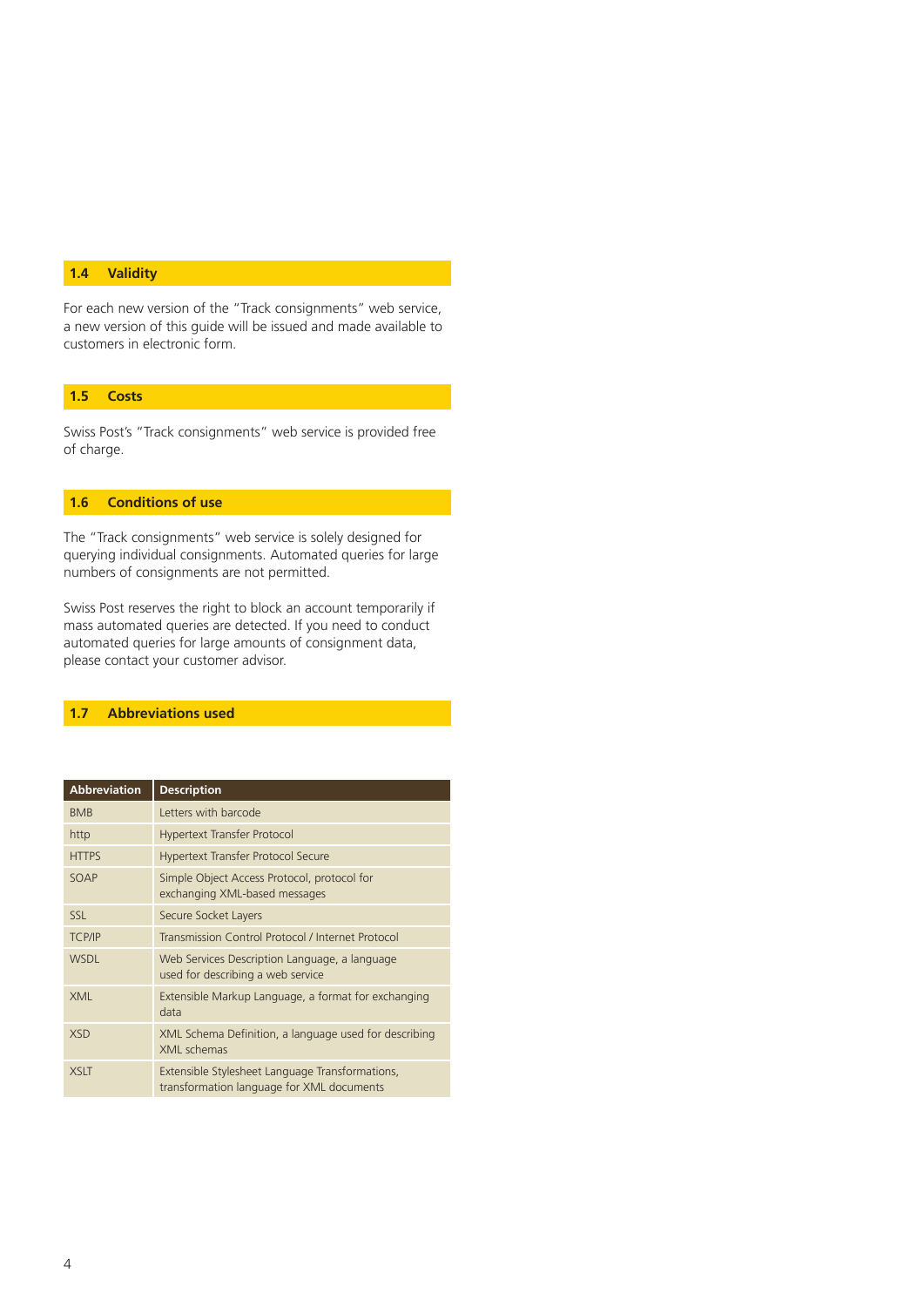## 1.4 Validity

For each new version of the "Track consignments" web service, a new version of this guide will be issued and made available to customers in electronic form.

## 1.5 Costs

Swiss Post's "Track consignments" web service is provided free of charge.

## 1.6 Conditions of use

The "Track consignments" web service is solely designed for querying individual consignments. Automated queries for large numbers of consignments are not permitted.

Swiss Post reserves the right to block an account temporarily if mass automated queries are detected. If you need to conduct automated queries for large amounts of consignment data, please contact your customer advisor.

## 1.7 Abbreviations used

| Abbreviation | Description |
|---|---|
| BMB | Letters with barcode |
| http | Hypertext Transfer Protocol |
| HTTPS | Hypertext Transfer Protocol Secure |
| SOAP | Simple Object Access Protocol, protocol for exchanging XML-based messages |
| SSL | Secure Socket Layers |
| TCP/IP | Transmission Control Protocol / Internet Protocol |
| WSDL | Web Services Description Language, a language used for describing a web service |
| XML | Extensible Markup Language, a format for exchanging data |
| XSD | XML Schema Definition, a language used for describing XML schemas |
| XSLT | Extensible Stylesheet Language Transformations, transformation language for XML documents |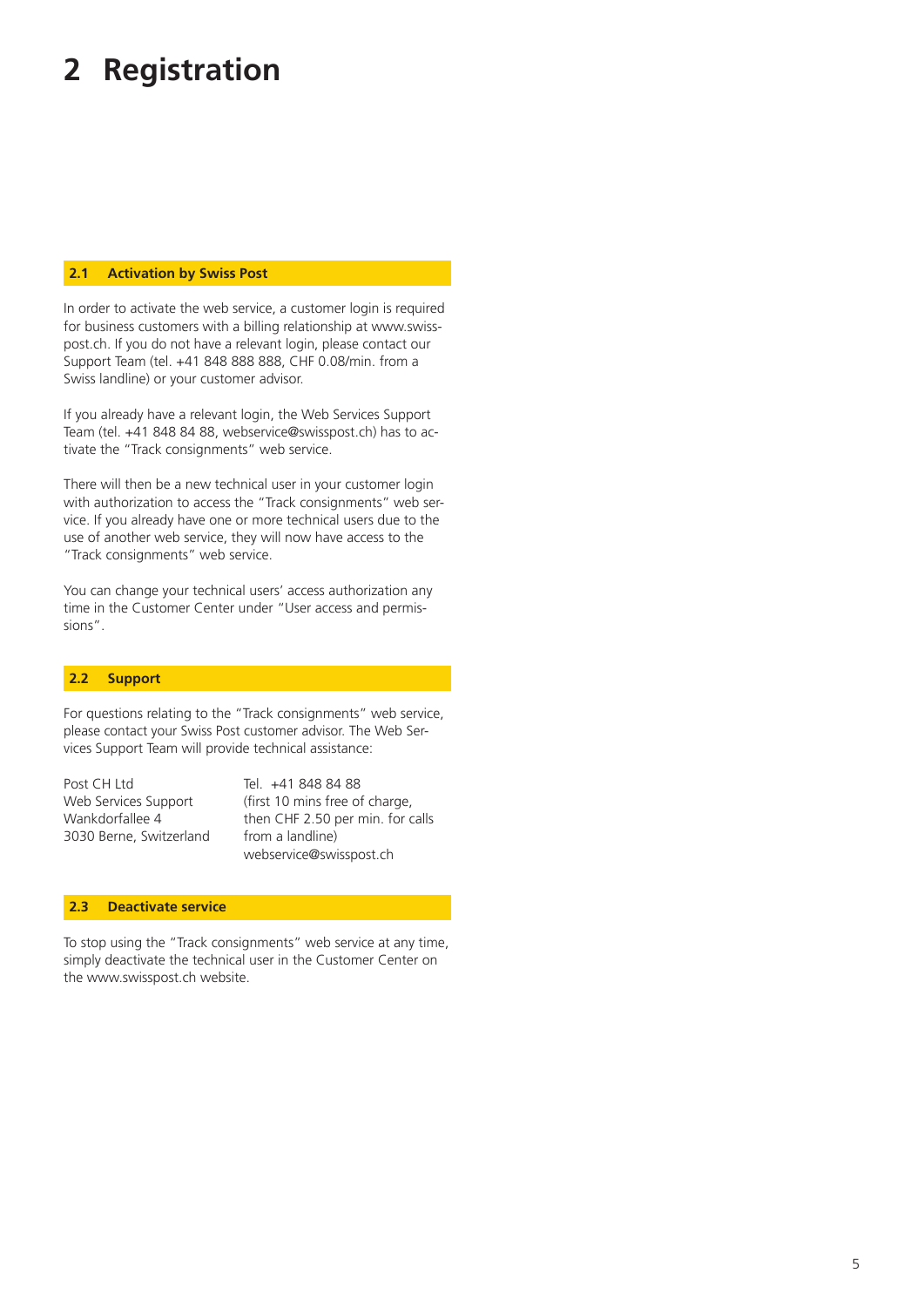# 2 Registration

## 2.1 Activation by Swiss Post

In order to activate the web service, a customer login is required for business customers with a billing relationship at www.swisspost.ch. If you do not have a relevant login, please contact our Support Team (tel. +41 848 888 888, CHF 0.08/min. from a Swiss landline) or your customer advisor.

If you already have a relevant login, the Web Services Support Team (tel. +41 848 84 88, webservice@swisspost.ch) has to activate the "Track consignments" web service.

There will then be a new technical user in your customer login with authorization to access the "Track consignments" web service. If you already have one or more technical users due to the use of another web service, they will now have access to the "Track consignments" web service.

You can change your technical users' access authorization any time in the Customer Center under "User access and permissions".

## 2.2 Support

For questions relating to the "Track consignments" web service, please contact your Swiss Post customer advisor. The Web Services Support Team will provide technical assistance:

Post CH Ltd
Web Services Support
Wankdorfallee 4
3030 Berne, Switzerland

Tel. +41 848 84 88
(first 10 mins free of charge, then CHF 2.50 per min. for calls from a landline)
webservice@swisspost.ch

## 2.3 Deactivate service

To stop using the "Track consignments" web service at any time, simply deactivate the technical user in the Customer Center on the www.swisspost.ch website.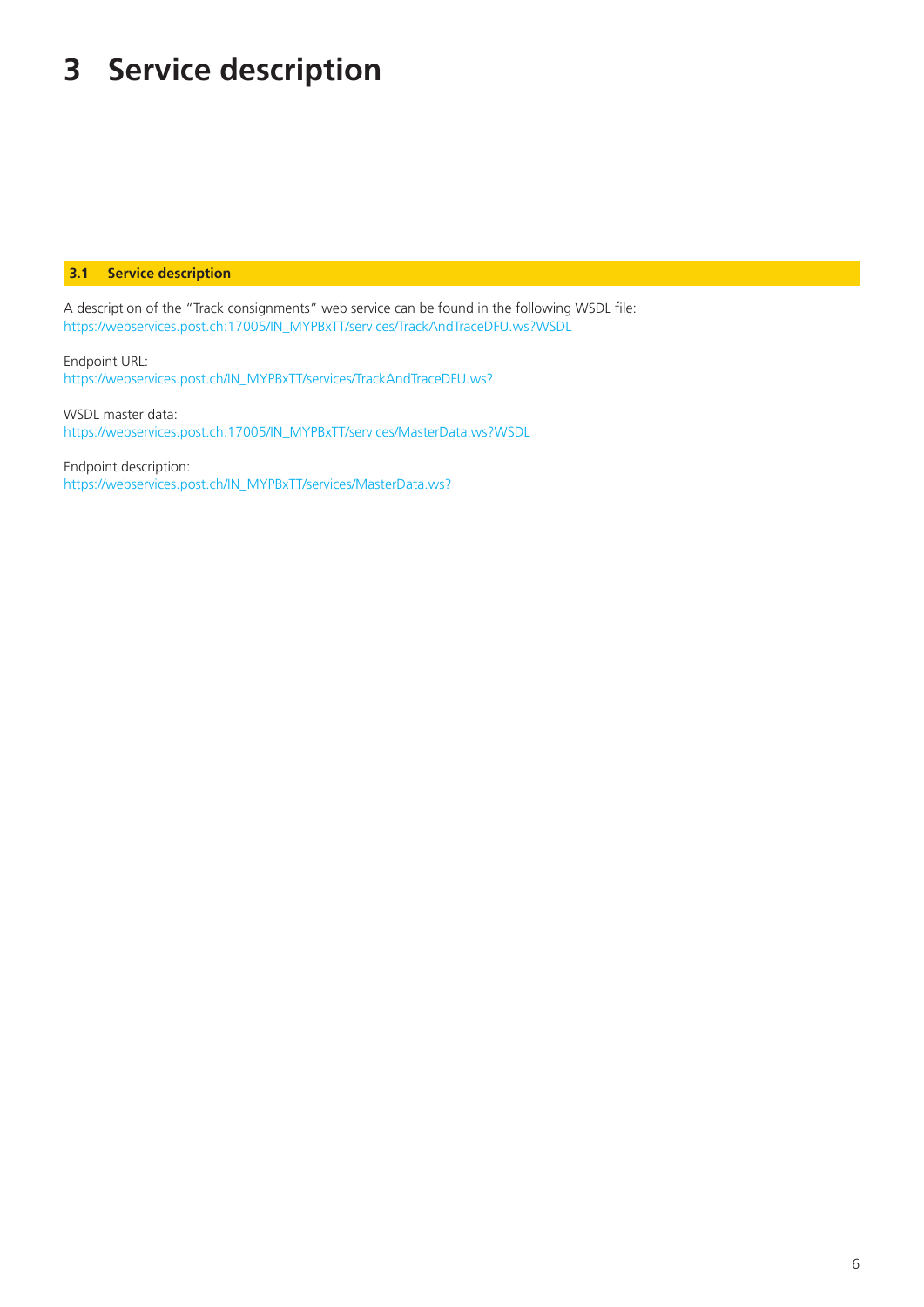# 3 Service description

## 3.1 Service description

A description of the “Track consignments” web service can be found in the following WSDL file:
https://webservices.post.ch:17005/IN_MYPBxTT/services/TrackAndTraceDFU.ws?WSDL

Endpoint URL:
https://webservices.post.ch/IN_MYPBxTT/services/TrackAndTraceDFU.ws?

WSDL master data:
https://webservices.post.ch:17005/IN_MYPBxTT/services/MasterData.ws?WSDL

Endpoint description:
https://webservices.post.ch/IN_MYPBxTT/services/MasterData.ws?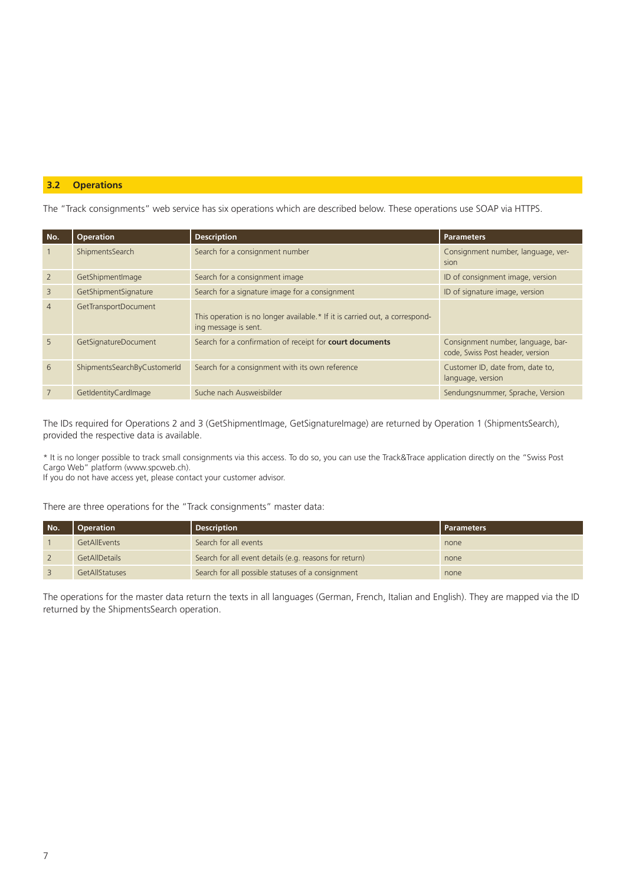## 3.2 Operations

The "Track consignments" web service has six operations which are described below. These operations use SOAP via HTTPS.

| No. | Operation | Description | Parameters |
|---|---|---|---|
| 1 | ShipmentsSearch | Search for a consignment number | Consignment number, language, version |
| 2 | GetShipmentImage | Search for a consignment image | ID of consignment image, version |
| 3 | GetShipmentSignature | Search for a signature image for a consignment | ID of signature image, version |
| 4 | GetTransportDocument | This operation is no longer available.* If it is carried out, a corresponding message is sent. | |
| 5 | GetSignatureDocument | Search for a confirmation of receipt for **court documents** | Consignment number, language, barcode, Swiss Post header, version |
| 6 | ShipmentsSearchByCustomerId | Search for a consignment with its own reference | Customer ID, date from, date to, language, version |
| 7 | GetIdentityCardImage | Suche nach Ausweisbilder | Sendungsnummer, Sprache, Version |

The IDs required for Operations 2 and 3 (GetShipmentImage, GetSignatureImage) are returned by Operation 1 (ShipmentsSearch), provided the respective data is available.

* It is no longer possible to track small consignments via this access. To do so, you can use the Track&Trace application directly on the "Swiss Post Cargo Web" platform (www.spcweb.ch).
If you do not have access yet, please contact your customer advisor.

There are three operations for the "Track consignments" master data:

| No. | Operation | Description | Parameters |
|---|---|---|---|
| 1 | GetAllEvents | Search for all events | none |
| 2 | GetAllDetails | Search for all event details (e.g. reasons for return) | none |
| 3 | GetAllStatuses | Search for all possible statuses of a consignment | none |

The operations for the master data return the texts in all languages (German, French, Italian and English). They are mapped via the ID returned by the ShipmentsSearch operation.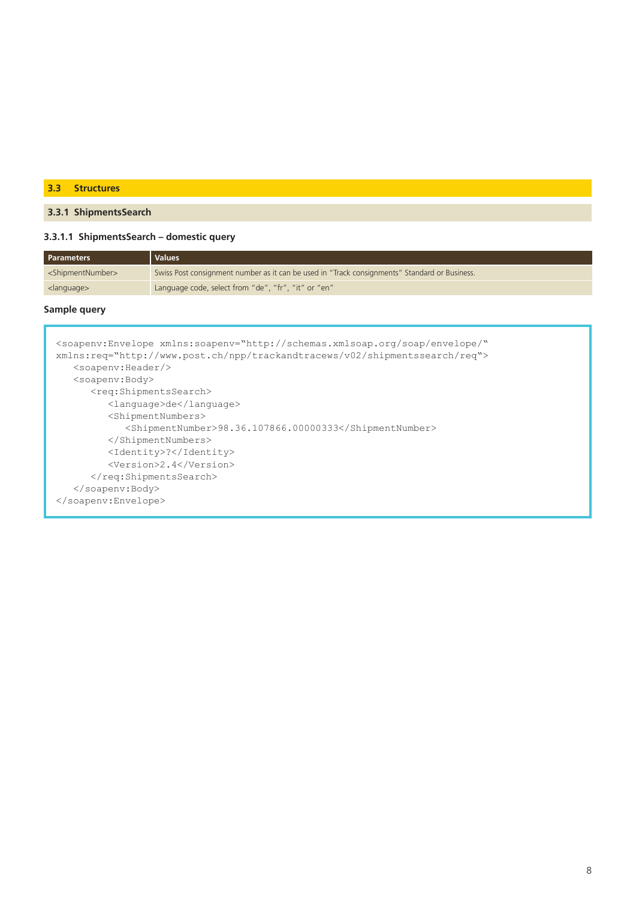## 3.3 Structures

### 3.3.1 ShipmentsSearch

#### 3.3.1.1 ShipmentsSearch – domestic query

| Parameters | Values |
| --- | --- |
| <ShipmentNumber> | Swiss Post consignment number as it can be used in "Track consignments" Standard or Business. |
| <language> | Language code, select from "de", "fr", "it" or "en" |

**Sample query**

```
<soapenv:Envelope xmlns:soapenv="http://schemas.xmlsoap.org/soap/envelope/"
xmlns:req="http://www.post.ch/npp/trackandtracews/v02/shipmentssearch/req">
   <soapenv:Header/>
   <soapenv:Body>
      <req:ShipmentsSearch>
         <language>de</language>
         <ShipmentNumbers>
            <ShipmentNumber>98.36.107866.00000333</ShipmentNumber>
         </ShipmentNumbers>
         <Identity>?</Identity>
         <Version>2.4</Version>
      </req:ShipmentsSearch>
   </soapenv:Body>
</soapenv:Envelope>
```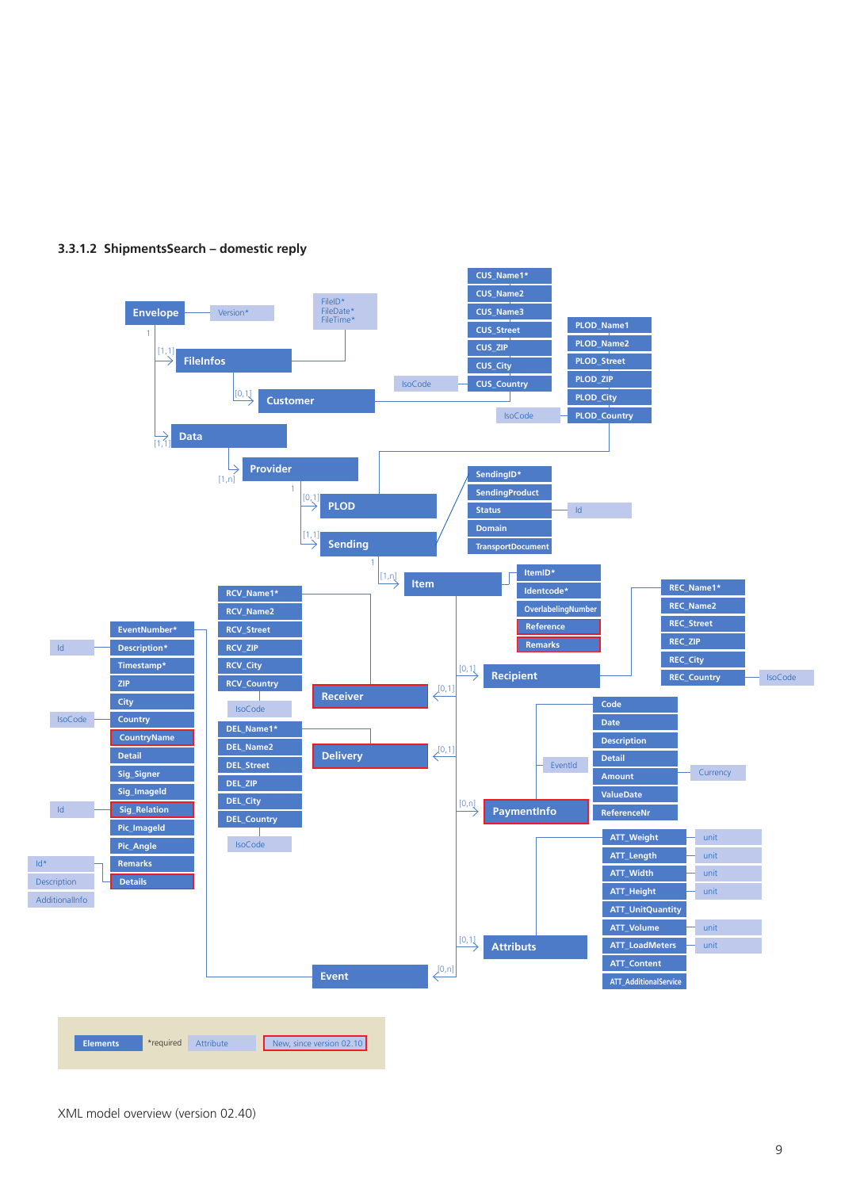### 3.3.1.2 ShipmentsSearch – domestic reply

Envelope — Version*
- [1,1] FileInfos — FileID*, FileDate*, FileTime*
  - [0,1] Customer
    - CUS_Name1*
    - CUS_Name2
    - CUS_Name3
    - CUS_Street
    - CUS_ZIP
    - CUS_City
    - CUS_Country — IsoCode
- [1,1] Data
  - [1,n] Provider
    - [0,1] PLOD
      - PLOD_Name1
      - PLOD_Name2
      - PLOD_Street
      - PLOD_ZIP
      - PLOD_City
      - PLOD_Country — IsoCode
    - [1,1] Sending
      - SendingID*
      - SendingProduct
      - Status — Id
      - Domain
      - TransportDocument
      - [1,n] Item
        - ItemID*
        - Identcode*
        - OverlabelingNumber
        - Reference
        - Remarks
        - [0,1] Recipient
          - REC_Name1*
          - REC_Name2
          - REC_Street
          - REC_ZIP
          - REC_City
          - REC_Country — IsoCode
        - [0,1] Receiver
          - RCV_Name1*
          - RCV_Name2
          - RCV_Street
          - RCV_ZIP
          - RCV_City
          - RCV_Country — IsoCode
        - [0,1] Delivery
          - DEL_Name1*
          - DEL_Name2
          - DEL_Street
          - DEL_ZIP
          - DEL_City
          - DEL_Country — IsoCode
        - [0,n] PaymentInfo — EventId
          - Code
          - Date
          - Description
          - Detail
          - Amount — Currency
          - ValueDate
          - ReferenceNr
        - [0,1] Attributs
          - ATT_Weight — unit
          - ATT_Length — unit
          - ATT_Width — unit
          - ATT_Height — unit
          - ATT_UnitQuantity
          - ATT_Volume — unit
          - ATT_LoadMeters — unit
          - ATT_Content
          - ATT_AdditionalService
        - [0,n] Event
          - EventNumber*
          - Description* — Id
          - Timestamp*
          - ZIP
          - City
          - Country — IsoCode
          - CountryName
          - Detail
          - Sig_Signer
          - Sig_ImageId
          - Sig_Relation — Id
          - Pic_ImageId
          - Pic_Angle
          - Remarks
          - Details — Id*, Description, AdditionalInfo

Legend: Elements | *required | Attribute | New, since version 02.10

New, since version 02.10: Reference, Remarks (Item), Receiver, Delivery, PaymentInfo, CountryName, Sig_Relation, Details

XML model overview (version 02.40)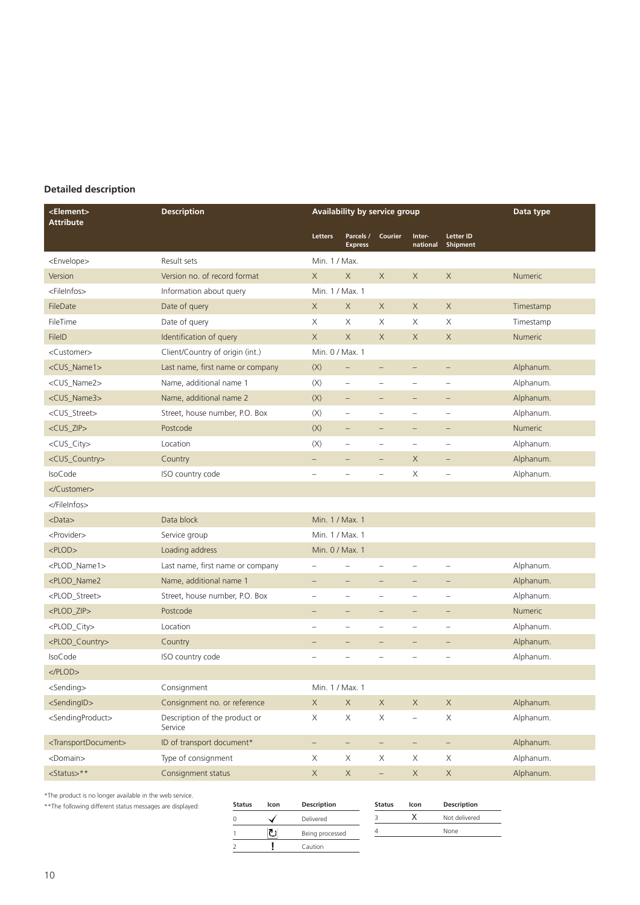### Detailed description

| <Element> Attribute | Description | Availability by service group | | | | | Data type |
|---|---|---|---|---|---|---|---|
| | | Letters | Parcels / Express | Courier | Inter-national | Letter ID Shipment | |
| <Envelope> | Result sets | Min. 1 / Max. | | | | | |
| Version | Version no. of record format | X | X | X | X | X | Numeric |
| <FileInfos> | Information about query | Min. 1 / Max. 1 | | | | | |
| FileDate | Date of query | X | X | X | X | X | Timestamp |
| FileTime | Date of query | X | X | X | X | X | Timestamp |
| FileID | Identification of query | X | X | X | X | X | Numeric |
| <Customer> | Client/Country of origin (int.) | Min. 0 / Max. 1 | | | | | |
| <CUS_Name1> | Last name, first name or company | (X) | – | – | – | – | Alphanum. |
| <CUS_Name2> | Name, additional name 1 | (X) | – | – | – | – | Alphanum. |
| <CUS_Name3> | Name, additional name 2 | (X) | – | – | – | – | Alphanum. |
| <CUS_Street> | Street, house number, P.O. Box | (X) | – | – | – | – | Alphanum. |
| <CUS_ZIP> | Postcode | (X) | – | – | – | – | Numeric |
| <CUS_City> | Location | (X) | – | – | – | – | Alphanum. |
| <CUS_Country> | Country | – | – | – | X | – | Alphanum. |
| IsoCode | ISO country code | – | – | – | X | – | Alphanum. |
| </Customer> | | | | | | | |
| </FileInfos> | | | | | | | |
| <Data> | Data block | Min. 1 / Max. 1 | | | | | |
| <Provider> | Service group | Min. 1 / Max. 1 | | | | | |
| <PLOD> | Loading address | Min. 0 / Max. 1 | | | | | |
| <PLOD_Name1> | Last name, first name or company | – | – | – | – | – | Alphanum. |
| <PLOD_Name2 | Name, additional name 1 | – | – | – | – | – | Alphanum. |
| <PLOD_Street> | Street, house number, P.O. Box | – | – | – | – | – | Alphanum. |
| <PLOD_ZIP> | Postcode | – | – | – | – | – | Numeric |
| <PLOD_City> | Location | – | – | – | – | – | Alphanum. |
| <PLOD_Country> | Country | – | – | – | – | – | Alphanum. |
| IsoCode | ISO country code | – | – | – | – | – | Alphanum. |
| </PLOD> | | | | | | | |
| <Sending> | Consignment | Min. 1 / Max. 1 | | | | | |
| <SendingID> | Consignment no. or reference | X | X | X | X | X | Alphanum. |
| <SendingProduct> | Description of the product or Service | X | X | X | – | X | Alphanum. |
| <TransportDocument> | ID of transport document* | – | – | – | – | – | Alphanum. |
| <Domain> | Type of consignment | X | X | X | X | X | Alphanum. |
| <Status>** | Consignment status | X | X | – | X | X | Alphanum. |

*The product is no longer available in the web service.

**The following different status messages are displayed:

| Status | Icon | Description |
|---|---|---|
| 0 | ✓ | Delivered |
| 1 | ↻ | Being processed |
| 2 | ! | Caution |

| Status | Icon | Description |
|---|---|---|
| 3 | X | Not delivered |
| 4 | | None |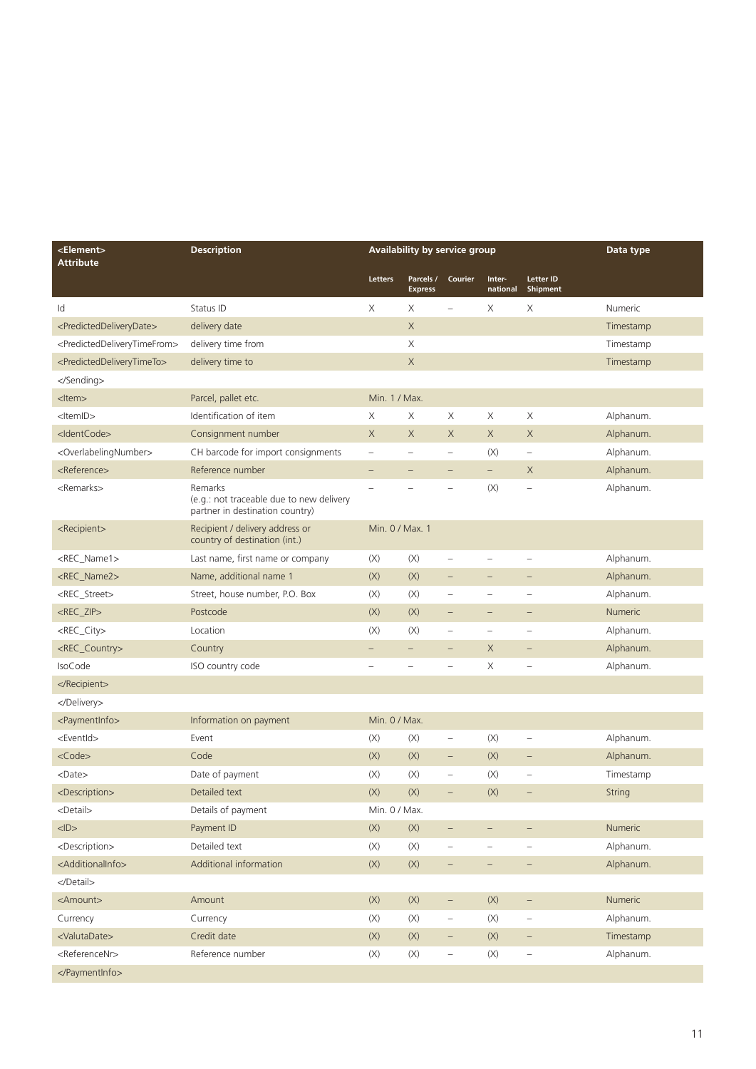| <Element> Attribute | Description | Availability by service group | | | | | Data type |
|---|---|---|---|---|---|---|---|
| | | Letters | Parcels / Express | Courier | Inter-national | Letter ID Shipment | |
| Id | Status ID | X | X | – | X | X | Numeric |
| <PredictedDeliveryDate> | delivery date | | X | | | | Timestamp |
| <PredictedDeliveryTimeFrom> | delivery time from | | X | | | | Timestamp |
| <PredictedDeliveryTimeTo> | delivery time to | | X | | | | Timestamp |
| </Sending> | | | | | | | |
| <Item> | Parcel, pallet etc. | Min. 1 / Max. | | | | | |
| <ItemID> | Identification of item | X | X | X | X | X | Alphanum. |
| <IdentCode> | Consignment number | X | X | X | X | X | Alphanum. |
| <OverlabelingNumber> | CH barcode for import consignments | – | – | – | (X) | – | Alphanum. |
| <Reference> | Reference number | – | – | – | – | X | Alphanum. |
| <Remarks> | Remarks (e.g.: not traceable due to new delivery partner in destination country) | – | – | – | (X) | – | Alphanum. |
| <Recipient> | Recipient / delivery address or country of destination (int.) | Min. 0 / Max. 1 | | | | | |
| <REC_Name1> | Last name, first name or company | (X) | (X) | – | – | – | Alphanum. |
| <REC_Name2> | Name, additional name 1 | (X) | (X) | – | – | – | Alphanum. |
| <REC_Street> | Street, house number, P.O. Box | (X) | (X) | – | – | – | Alphanum. |
| <REC_ZIP> | Postcode | (X) | (X) | – | – | – | Numeric |
| <REC_City> | Location | (X) | (X) | – | – | – | Alphanum. |
| <REC_Country> | Country | – | – | – | X | – | Alphanum. |
| IsoCode | ISO country code | – | – | – | X | – | Alphanum. |
| </Recipient> | | | | | | | |
| </Delivery> | | | | | | | |
| <PaymentInfo> | Information on payment | Min. 0 / Max. | | | | | |
| <EventId> | Event | (X) | (X) | – | (X) | – | Alphanum. |
| <Code> | Code | (X) | (X) | – | (X) | – | Alphanum. |
| <Date> | Date of payment | (X) | (X) | – | (X) | – | Timestamp |
| <Description> | Detailed text | (X) | (X) | – | (X) | – | String |
| <Detail> | Details of payment | Min. 0 / Max. | | | | | |
| <ID> | Payment ID | (X) | (X) | – | – | – | Numeric |
| <Description> | Detailed text | (X) | (X) | – | – | – | Alphanum. |
| <AdditionalInfo> | Additional information | (X) | (X) | – | – | – | Alphanum. |
| </Detail> | | | | | | | |
| <Amount> | Amount | (X) | (X) | – | (X) | – | Numeric |
| Currency | Currency | (X) | (X) | – | (X) | – | Alphanum. |
| <ValutaDate> | Credit date | (X) | (X) | – | (X) | – | Timestamp |
| <ReferenceNr> | Reference number | (X) | (X) | – | (X) | – | Alphanum. |
| </PaymentInfo> | | | | | | | |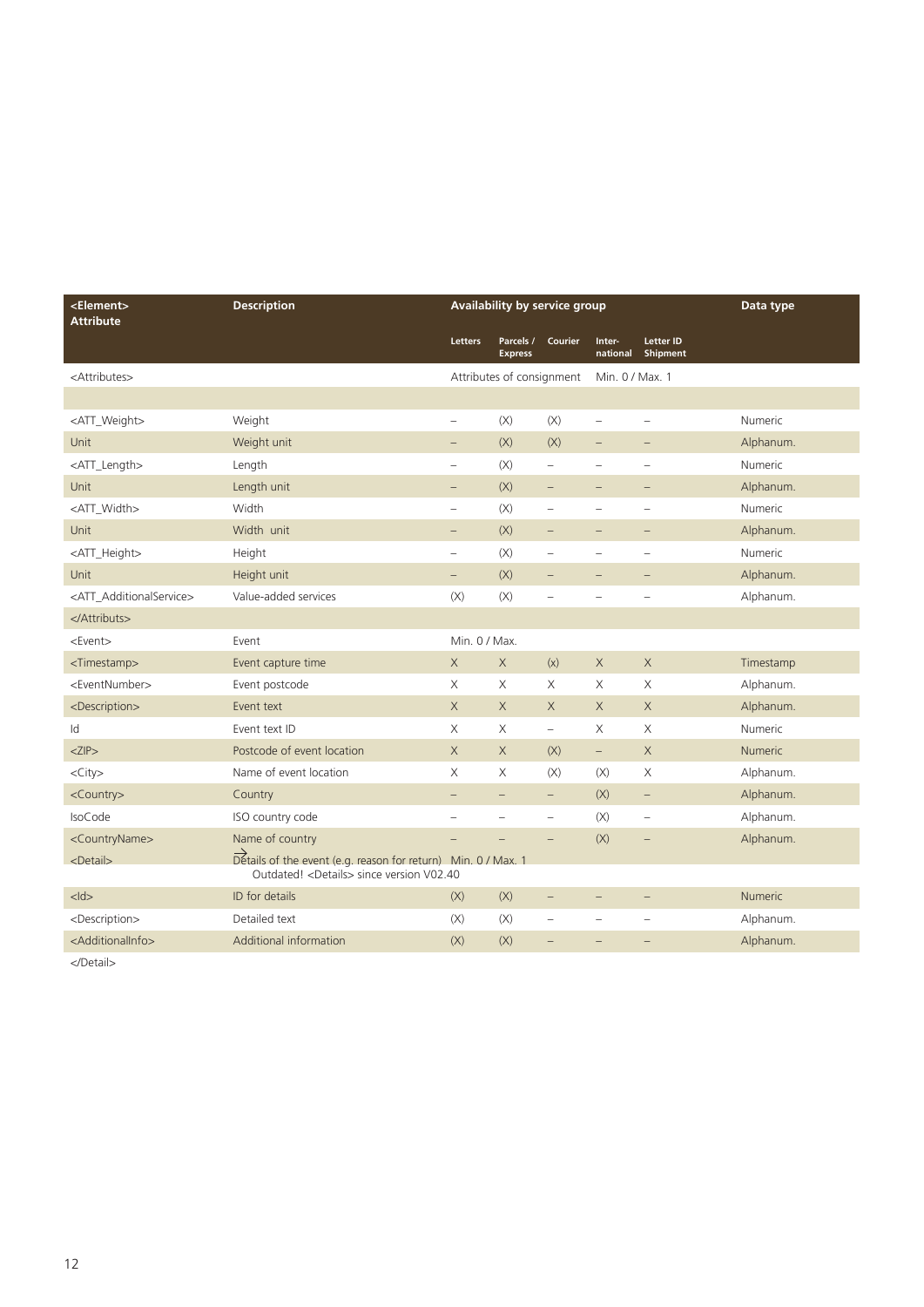| <Element> Attribute | Description | Availability by service group | | | | | Data type |
|---|---|---|---|---|---|---|---|
| | | Letters | Parcels / Express | Courier | Inter-national | Letter ID Shipment | |
| <Attributes> | | Attributes of consignment | | | Min. 0 / Max. 1 | | |
| | | | | | | | |
| <ATT_Weight> | Weight | – | (X) | (X) | – | – | Numeric |
| Unit | Weight unit | – | (X) | (X) | – | – | Alphanum. |
| <ATT_Length> | Length | – | (X) | – | – | – | Numeric |
| Unit | Length unit | – | (X) | – | – | – | Alphanum. |
| <ATT_Width> | Width | – | (X) | – | – | – | Numeric |
| Unit | Width unit | – | (X) | – | – | – | Alphanum. |
| <ATT_Height> | Height | – | (X) | – | – | – | Numeric |
| Unit | Height unit | – | (X) | – | – | – | Alphanum. |
| <ATT_AdditionalService> | Value-added services | (X) | (X) | – | – | – | Alphanum. |
| </Attributs> | | | | | | | |
| <Event> | Event | Min. 0 / Max. | | | | | |
| <Timestamp> | Event capture time | X | X | (x) | X | X | Timestamp |
| <EventNumber> | Event postcode | X | X | X | X | X | Alphanum. |
| <Description> | Event text | X | X | X | X | X | Alphanum. |
| Id | Event text ID | X | X | – | X | X | Numeric |
| <ZIP> | Postcode of event location | X | X | (X) | – | X | Numeric |
| <City> | Name of event location | X | X | (X) | (X) | X | Alphanum. |
| <Country> | Country | – | – | – | (X) | – | Alphanum. |
| IsoCode | ISO country code | – | – | – | (X) | – | Alphanum. |
| <CountryName> | Name of country | – | – | – | (X) | – | Alphanum. |
| <Detail> | Details of the event (e.g. reason for return) → Outdated! <Details> since version V02.40 | Min. 0 / Max. 1 | | | | | |
| <Id> | ID for details | (X) | (X) | – | – | – | Numeric |
| <Description> | Detailed text | (X) | (X) | – | – | – | Alphanum. |
| <AdditionalInfo> | Additional information | (X) | (X) | – | – | – | Alphanum. |
| </Detail> | | | | | | | |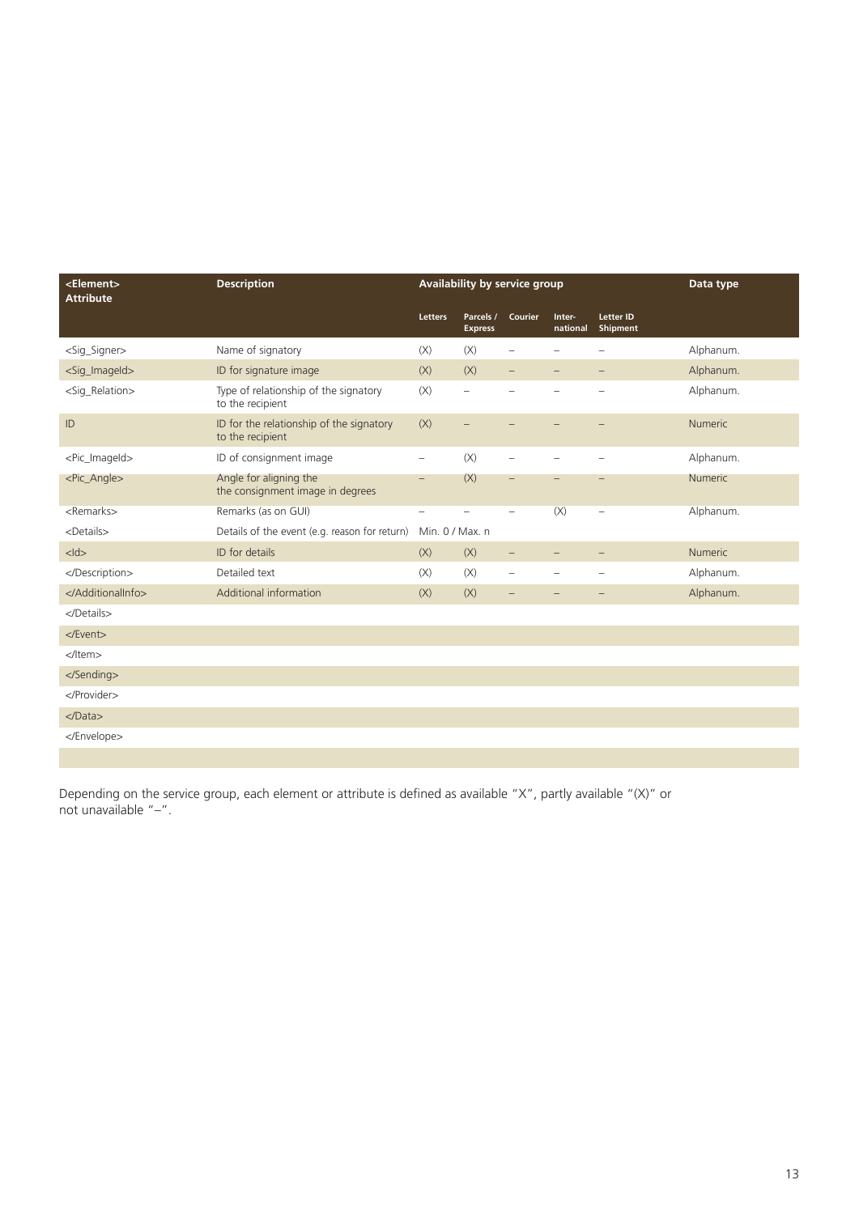| <Element> Attribute | Description | Availability by service group | | | | | Data type |
|---|---|---|---|---|---|---|---|
| | | Letters | Parcels / Express | Courier | Inter-national | Letter ID Shipment | |
| <Sig_Signer> | Name of signatory | (X) | (X) | – | – | – | Alphanum. |
| <Sig_ImageId> | ID for signature image | (X) | (X) | – | – | – | Alphanum. |
| <Sig_Relation> | Type of relationship of the signatory to the recipient | (X) | – | – | – | – | Alphanum. |
| ID | ID for the relationship of the signatory to the recipient | (X) | – | – | – | – | Numeric |
| <Pic_ImageId> | ID of consignment image | – | (X) | – | – | – | Alphanum. |
| <Pic_Angle> | Angle for aligning the the consignment image in degrees | – | (X) | – | – | – | Numeric |
| <Remarks> | Remarks (as on GUI) | – | – | – | (X) | – | Alphanum. |
| <Details> | Details of the event (e.g. reason for return) | Min. 0 / Max. n | | | | | |
| <Id> | ID for details | (X) | (X) | – | – | – | Numeric |
| </Description> | Detailed text | (X) | (X) | – | – | – | Alphanum. |
| </AdditionalInfo> | Additional information | (X) | (X) | – | – | – | Alphanum. |
| </Details> | | | | | | | |
| </Event> | | | | | | | |
| </Item> | | | | | | | |
| </Sending> | | | | | | | |
| </Provider> | | | | | | | |
| </Data> | | | | | | | |
| </Envelope> | | | | | | | |

Depending on the service group, each element or attribute is defined as available "X", partly available "(X)" or not unavailable "–".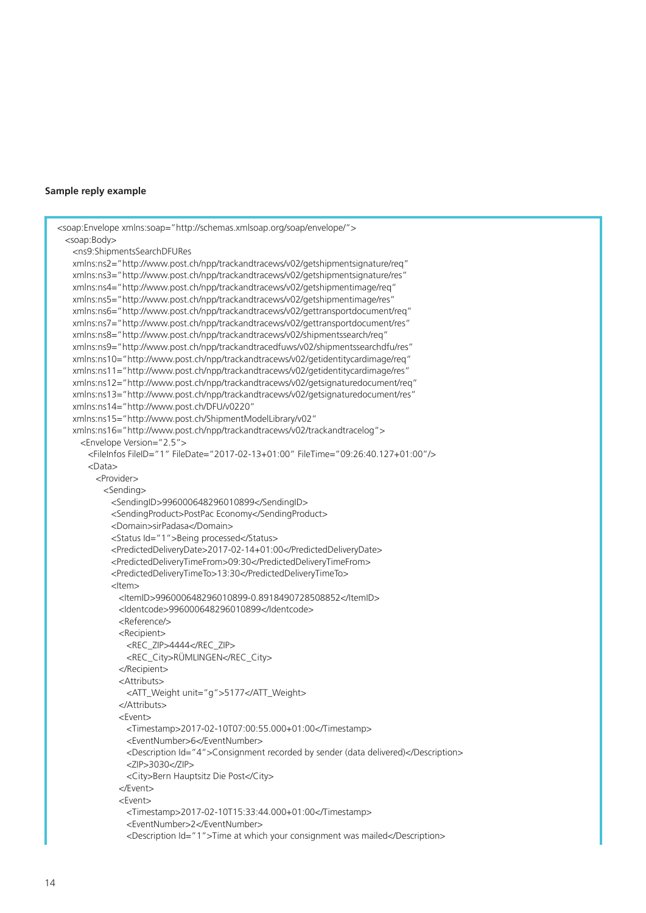**Sample reply example**

```
<soap:Envelope xmlns:soap="http://schemas.xmlsoap.org/soap/envelope/">
  <soap:Body>
    <ns9:ShipmentsSearchDFURes
    xmlns:ns2="http://www.post.ch/npp/trackandtracews/v02/getshipmentsignature/req"
    xmlns:ns3="http://www.post.ch/npp/trackandtracews/v02/getshipmentsignature/res"
    xmlns:ns4="http://www.post.ch/npp/trackandtracews/v02/getshipmentimage/req"
    xmlns:ns5="http://www.post.ch/npp/trackandtracews/v02/getshipmentimage/res"
    xmlns:ns6="http://www.post.ch/npp/trackandtracews/v02/gettransportdocument/req"
    xmlns:ns7="http://www.post.ch/npp/trackandtracews/v02/gettransportdocument/res"
    xmlns:ns8="http://www.post.ch/npp/trackandtracews/v02/shipmentssearch/req"
    xmlns:ns9="http://www.post.ch/npp/trackandtracedfuws/v02/shipmentssearchdfu/res"
    xmlns:ns10="http://www.post.ch/npp/trackandtracews/v02/getidentitycardimage/req"
    xmlns:ns11="http://www.post.ch/npp/trackandtracews/v02/getidentitycardimage/res"
    xmlns:ns12="http://www.post.ch/npp/trackandtracews/v02/getsignaturedocument/req"
    xmlns:ns13="http://www.post.ch/npp/trackandtracews/v02/getsignaturedocument/res"
    xmlns:ns14="http://www.post.ch/DFU/v0220"
    xmlns:ns15="http://www.post.ch/ShipmentModelLibrary/v02"
    xmlns:ns16="http://www.post.ch/npp/trackandtracews/v02/trackandtracelog">
      <Envelope Version="2.5">
        <FileInfos FileID="1" FileDate="2017-02-13+01:00" FileTime="09:26:40.127+01:00"/>
        <Data>
          <Provider>
            <Sending>
              <SendingID>996000648296010899</SendingID>
              <SendingProduct>PostPac Economy</SendingProduct>
              <Domain>sirPadasa</Domain>
              <Status Id="1">Being processed</Status>
              <PredictedDeliveryDate>2017-02-14+01:00</PredictedDeliveryDate>
              <PredictedDeliveryTimeFrom>09:30</PredictedDeliveryTimeFrom>
              <PredictedDeliveryTimeTo>13:30</PredictedDeliveryTimeTo>
              <Item>
                <ItemID>996000648296010899-0.8918490728508852</ItemID>
                <Identcode>996000648296010899</Identcode>
                <Reference/>
                <Recipient>
                  <REC_ZIP>4444</REC_ZIP>
                  <REC_City>RÜMLINGEN</REC_City>
                </Recipient>
                <Attributes>
                  <ATT_Weight unit="g">5177</ATT_Weight>
                </Attributes>
                <Event>
                  <Timestamp>2017-02-10T07:00:55.000+01:00</Timestamp>
                  <EventNumber>6</EventNumber>
                  <Description Id="4">Consignment recorded by sender (data delivered)</Description>
                  <ZIP>3030</ZIP>
                  <City>Bern Hauptsitz Die Post</City>
                </Event>
                <Event>
                  <Timestamp>2017-02-10T15:33:44.000+01:00</Timestamp>
                  <EventNumber>2</EventNumber>
                  <Description Id="1">Time at which your consignment was mailed</Description>
```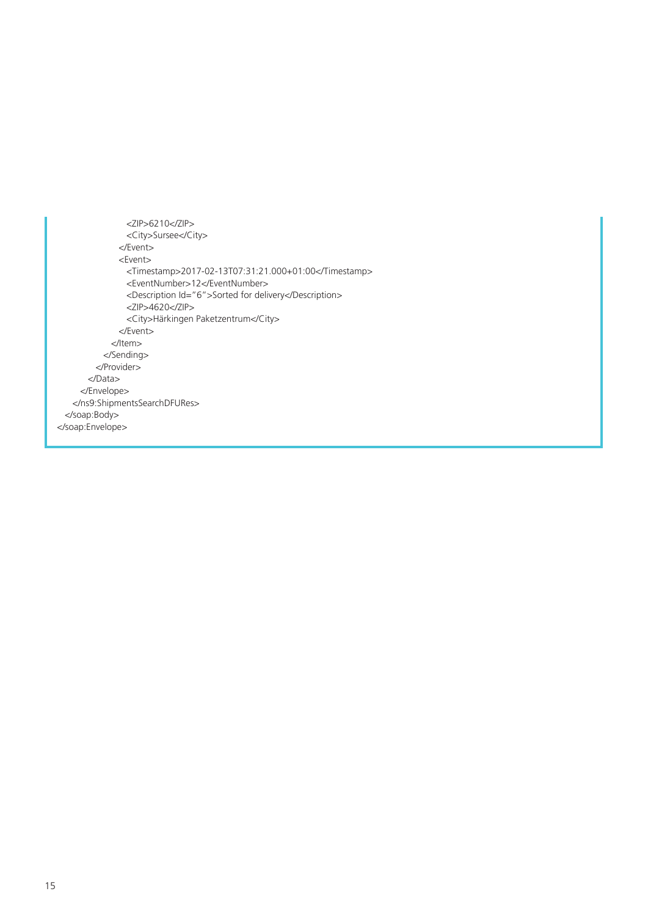```
                <ZIP>6210</ZIP>
                <City>Sursee</City>
              </Event>
              <Event>
                <Timestamp>2017-02-13T07:31:21.000+01:00</Timestamp>
                <EventNumber>12</EventNumber>
                <Description Id="6">Sorted for delivery</Description>
                <ZIP>4620</ZIP>
                <City>Härkingen Paketzentrum</City>
              </Event>
            </Item>
          </Sending>
        </Provider>
      </Data>
    </Envelope>
  </ns9:ShipmentsSearchDFURes>
 </soap:Body>
</soap:Envelope>
```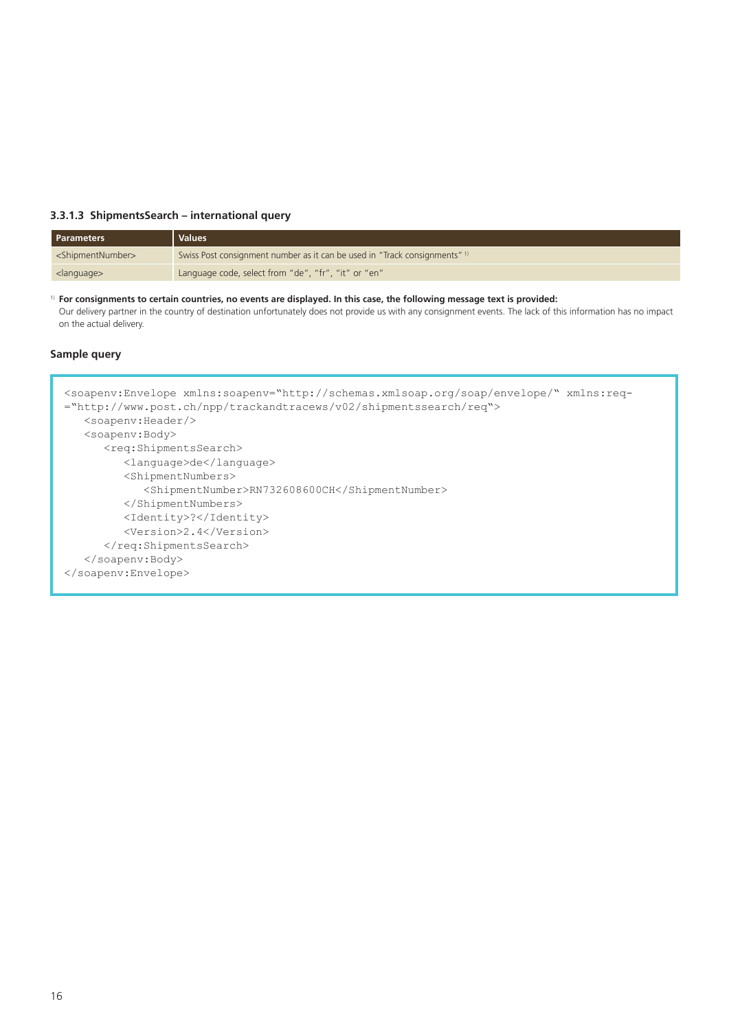### 3.3.1.3 ShipmentsSearch – international query

| Parameters | Values |
|---|---|
| <ShipmentNumber> | Swiss Post consignment number as it can be used in "Track consignments" [1] |
| <language> | Language code, select from "de", "fr", "it" or "en" |

[1] **For consignments to certain countries, no events are displayed. In this case, the following message text is provided:**
Our delivery partner in the country of destination unfortunately does not provide us with any consignment events. The lack of this information has no impact on the actual delivery.

#### Sample query

```
<soapenv:Envelope xmlns:soapenv="http://schemas.xmlsoap.org/soap/envelope/" xmlns:req-
="http://www.post.ch/npp/trackandtracews/v02/shipmentssearch/req">
   <soapenv:Header/>
   <soapenv:Body>
      <req:ShipmentsSearch>
         <language>de</language>
         <ShipmentNumbers>
            <ShipmentNumber>RN732608600CH</ShipmentNumber>
         </ShipmentNumbers>
         <Identity>?</Identity>
         <Version>2.4</Version>
      </req:ShipmentsSearch>
   </soapenv:Body>
</soapenv:Envelope>
```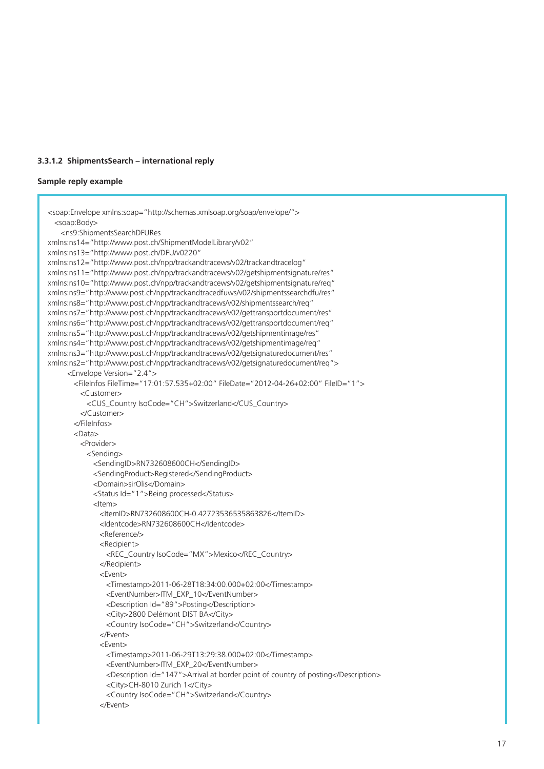#### 3.3.1.2 ShipmentsSearch – international reply

**Sample reply example**

```
<soap:Envelope xmlns:soap="http://schemas.xmlsoap.org/soap/envelope/">
  <soap:Body>
    <ns9:ShipmentsSearchDFURes
xmlns:ns14="http://www.post.ch/ShipmentModelLibrary/v02"
xmlns:ns13="http://www.post.ch/DFU/v0220"
xmlns:ns12="http://www.post.ch/npp/trackandtracews/v02/trackandtracelog"
xmlns:ns11="http://www.post.ch/npp/trackandtracews/v02/getshipmentsignature/res"
xmlns:ns10="http://www.post.ch/npp/trackandtracews/v02/getshipmentsignature/req"
xmlns:ns9="http://www.post.ch/npp/trackandtracedfuws/v02/shipmentssearchdfu/res"
xmlns:ns8="http://www.post.ch/npp/trackandtracews/v02/shipmentssearch/req"
xmlns:ns7="http://www.post.ch/npp/trackandtracews/v02/gettransportdocument/res"
xmlns:ns6="http://www.post.ch/npp/trackandtracews/v02/gettransportdocument/req"
xmlns:ns5="http://www.post.ch/npp/trackandtracews/v02/getshipmentimage/res"
xmlns:ns4="http://www.post.ch/npp/trackandtracews/v02/getshipmentimage/req"
xmlns:ns3="http://www.post.ch/npp/trackandtracews/v02/getsignaturedocument/res"
xmlns:ns2="http://www.post.ch/npp/trackandtracews/v02/getsignaturedocument/req">
      <Envelope Version="2.4">
        <FileInfos FileTime="17:01:57.535+02:00" FileDate="2012-04-26+02:00" FileID="1">
          <Customer>
            <CUS_Country IsoCode="CH">Switzerland</CUS_Country>
          </Customer>
        </FileInfos>
        <Data>
          <Provider>
            <Sending>
              <SendingID>RN732608600CH</SendingID>
              <SendingProduct>Registered</SendingProduct>
              <Domain>sirOlis</Domain>
              <Status Id="1">Being processed</Status>
              <Item>
                <ItemID>RN732608600CH-0.42723536535863826</ItemID>
                <Identcode>RN732608600CH</Identcode>
                <Reference/>
                <Recipient>
                  <REC_Country IsoCode="MX">Mexico</REC_Country>
                </Recipient>
                <Event>
                  <Timestamp>2011-06-28T18:34:00.000+02:00</Timestamp>
                  <EventNumber>ITM_EXP_10</EventNumber>
                  <Description Id="89">Posting</Description>
                  <City>2800 Delémont DIST BA</City>
                  <Country IsoCode="CH">Switzerland</Country>
                </Event>
                <Event>
                  <Timestamp>2011-06-29T13:29:38.000+02:00</Timestamp>
                  <EventNumber>ITM_EXP_20</EventNumber>
                  <Description Id="147">Arrival at border point of country of posting</Description>
                  <City>CH-8010 Zurich 1</City>
                  <Country IsoCode="CH">Switzerland</Country>
                </Event>
```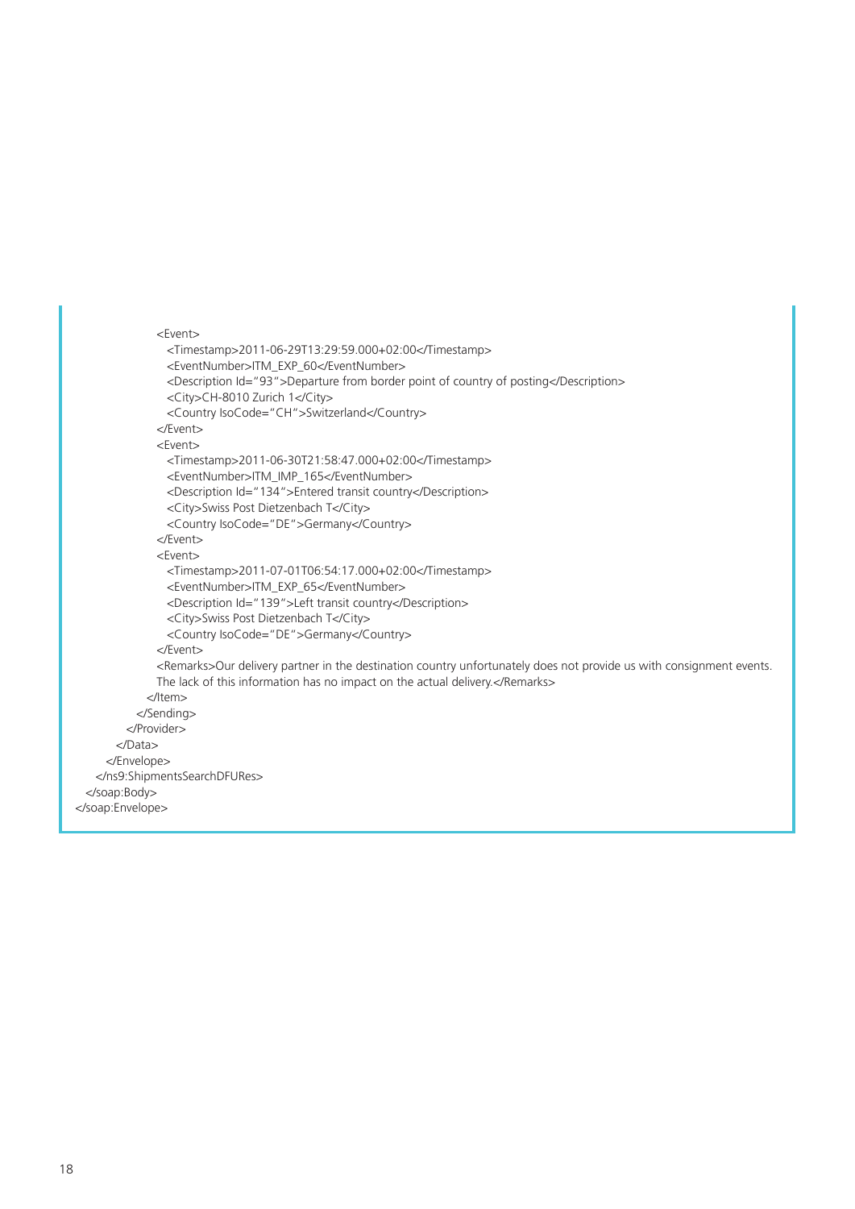```xml
                <Event>
                    <Timestamp>2011-06-29T13:29:59.000+02:00</Timestamp>
                    <EventNumber>ITM_EXP_60</EventNumber>
                    <Description Id="93">Departure from border point of country of posting</Description>
                    <City>CH-8010 Zurich 1</City>
                    <Country IsoCode="CH">Switzerland</Country>
                </Event>
                <Event>
                    <Timestamp>2011-06-30T21:58:47.000+02:00</Timestamp>
                    <EventNumber>ITM_IMP_165</EventNumber>
                    <Description Id="134">Entered transit country</Description>
                    <City>Swiss Post Dietzenbach T</City>
                    <Country IsoCode="DE">Germany</Country>
                </Event>
                <Event>
                    <Timestamp>2011-07-01T06:54:17.000+02:00</Timestamp>
                    <EventNumber>ITM_EXP_65</EventNumber>
                    <Description Id="139">Left transit country</Description>
                    <City>Swiss Post Dietzenbach T</City>
                    <Country IsoCode="DE">Germany</Country>
                </Event>
                <Remarks>Our delivery partner in the destination country unfortunately does not provide us with consignment events.
                The lack of this information has no impact on the actual delivery.</Remarks>
              </Item>
            </Sending>
          </Provider>
        </Data>
      </Envelope>
    </ns9:ShipmentsSearchDFURes>
  </soap:Body>
</soap:Envelope>
```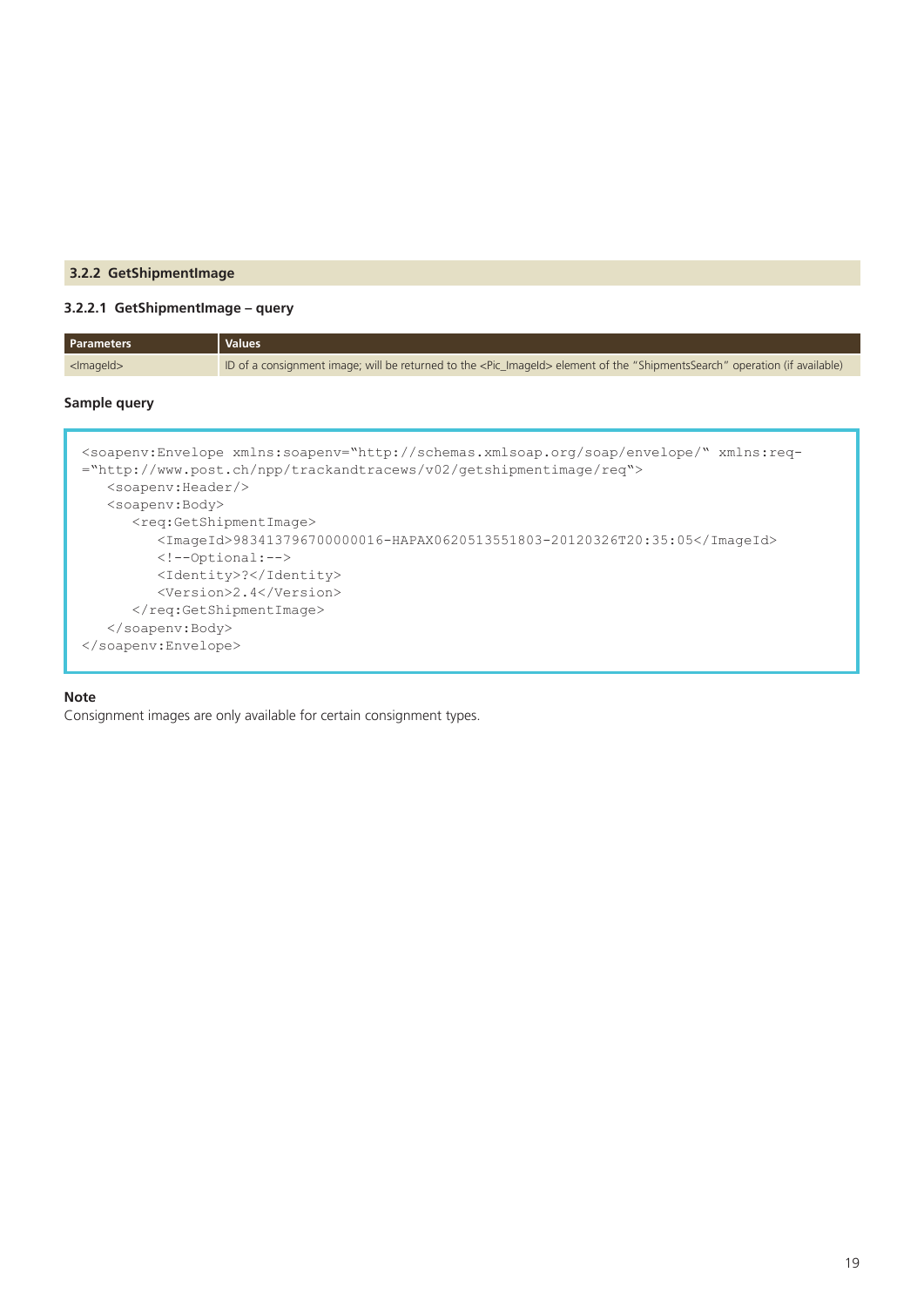## 3.2.2 GetShipmentImage

### 3.2.2.1 GetShipmentImage – query

| Parameters | Values |
|---|---|
| <ImageId> | ID of a consignment image; will be returned to the <Pic_ImageId> element of the "ShipmentsSearch" operation (if available) |

**Sample query**

```
<soapenv:Envelope xmlns:soapenv="http://schemas.xmlsoap.org/soap/envelope/" xmlns:req-
="http://www.post.ch/npp/trackandtracews/v02/getshipmentimage/req">
   <soapenv:Header/>
   <soapenv:Body>
      <req:GetShipmentImage>
         <ImageId>983413796700000016-HAPAX0620513551803-20120326T20:35:05</ImageId>
         <!--Optional:-->
         <Identity>?</Identity>
         <Version>2.4</Version>
      </req:GetShipmentImage>
   </soapenv:Body>
</soapenv:Envelope>
```

**Note**
Consignment images are only available for certain consignment types.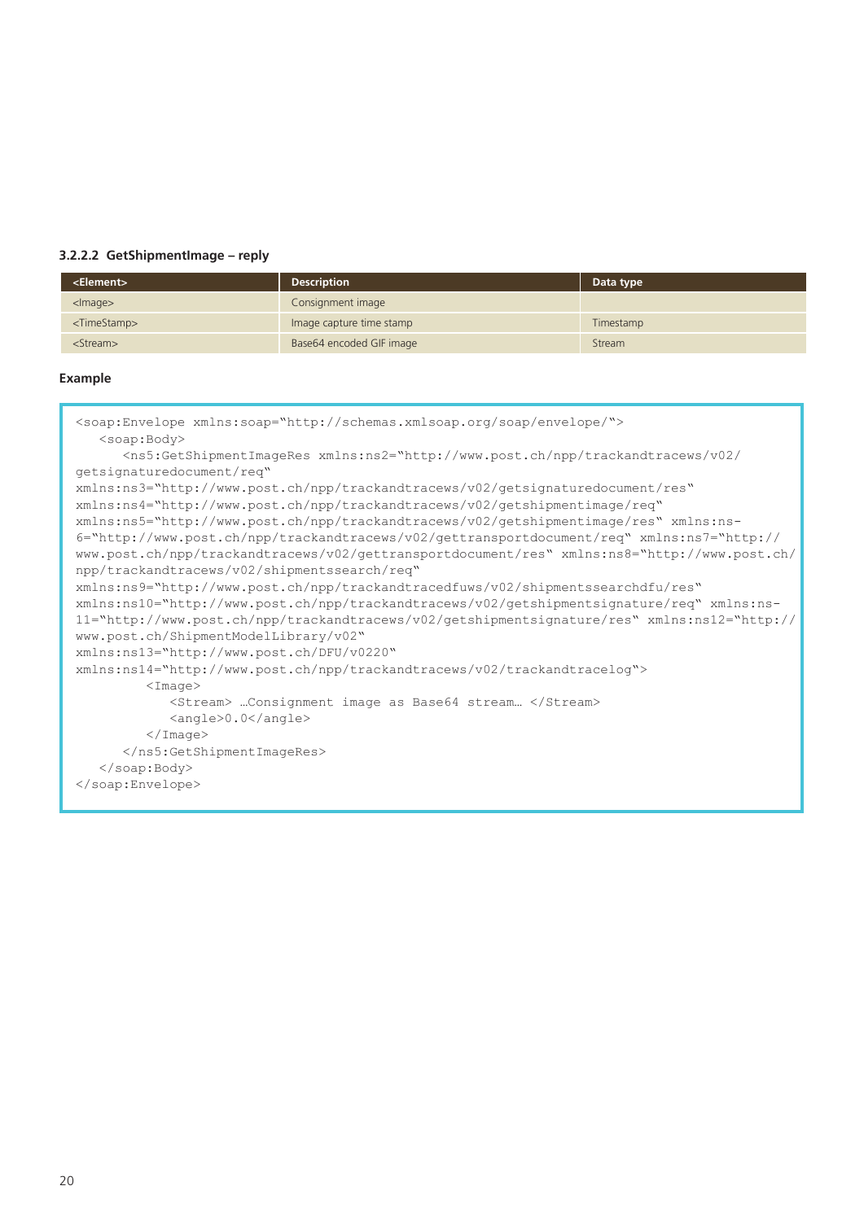### 3.2.2.2 GetShipmentImage – reply

| <Element> | Description | Data type |
|---|---|---|
| <Image> | Consignment image | |
| <TimeStamp> | Image capture time stamp | Timestamp |
| <Stream> | Base64 encoded GIF image | Stream |

**Example**

```
<soap:Envelope xmlns:soap="http://schemas.xmlsoap.org/soap/envelope/">
   <soap:Body>
      <ns5:GetShipmentImageRes xmlns:ns2="http://www.post.ch/npp/trackandtracews/v02/
getsignaturedocument/req"
xmlns:ns3="http://www.post.ch/npp/trackandtracews/v02/getsignaturedocument/res"
xmlns:ns4="http://www.post.ch/npp/trackandtracews/v02/getshipmentimage/req"
xmlns:ns5="http://www.post.ch/npp/trackandtracews/v02/getshipmentimage/res" xmlns:ns-
6="http://www.post.ch/npp/trackandtracews/v02/gettransportdocument/req" xmlns:ns7="http://
www.post.ch/npp/trackandtracews/v02/gettransportdocument/res" xmlns:ns8="http://www.post.ch/
npp/trackandtracews/v02/shipmentssearch/req"
xmlns:ns9="http://www.post.ch/npp/trackandtracedfuws/v02/shipmentssearchdfu/res"
xmlns:ns10="http://www.post.ch/npp/trackandtracews/v02/getshipmentsignature/req" xmlns:ns-
11="http://www.post.ch/npp/trackandtracews/v02/getshipmentsignature/res" xmlns:ns12="http://
www.post.ch/ShipmentModelLibrary/v02"
xmlns:ns13="http://www.post.ch/DFU/v0220"
xmlns:ns14="http://www.post.ch/npp/trackandtracews/v02/trackandtracelog">
         <Image>
            <Stream> …Consignment image as Base64 stream… </Stream>
            <angle>0.0</angle>
         </Image>
      </ns5:GetShipmentImageRes>
   </soap:Body>
</soap:Envelope>
```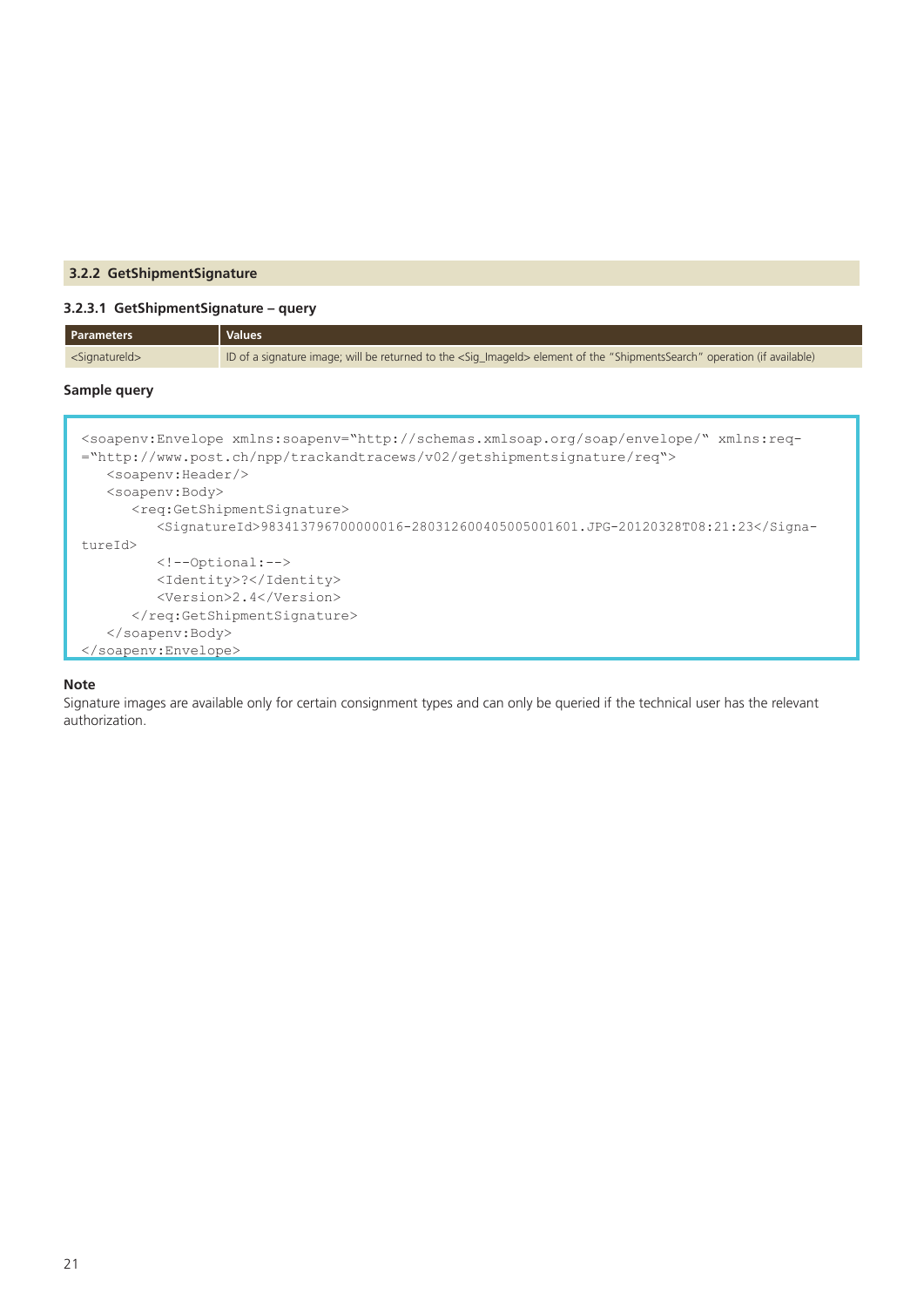### 3.2.2 GetShipmentSignature

#### 3.2.3.1 GetShipmentSignature – query

| Parameters | Values |
|---|---|
| <SignatureId> | ID of a signature image; will be returned to the <Sig_ImageId> element of the "ShipmentsSearch" operation (if available) |

**Sample query**

```
<soapenv:Envelope xmlns:soapenv="http://schemas.xmlsoap.org/soap/envelope/" xmlns:req-
="http://www.post.ch/npp/trackandtracews/v02/getshipmentsignature/req">
   <soapenv:Header/>
   <soapenv:Body>
      <req:GetShipmentSignature>
         <SignatureId>983413796700000016-280312600405005001601.JPG-20120328T08:21:23</Signa-
tureId>
         <!--Optional:-->
         <Identity>?</Identity>
         <Version>2.4</Version>
      </req:GetShipmentSignature>
   </soapenv:Body>
</soapenv:Envelope>
```

**Note**

Signature images are available only for certain consignment types and can only be queried if the technical user has the relevant authorization.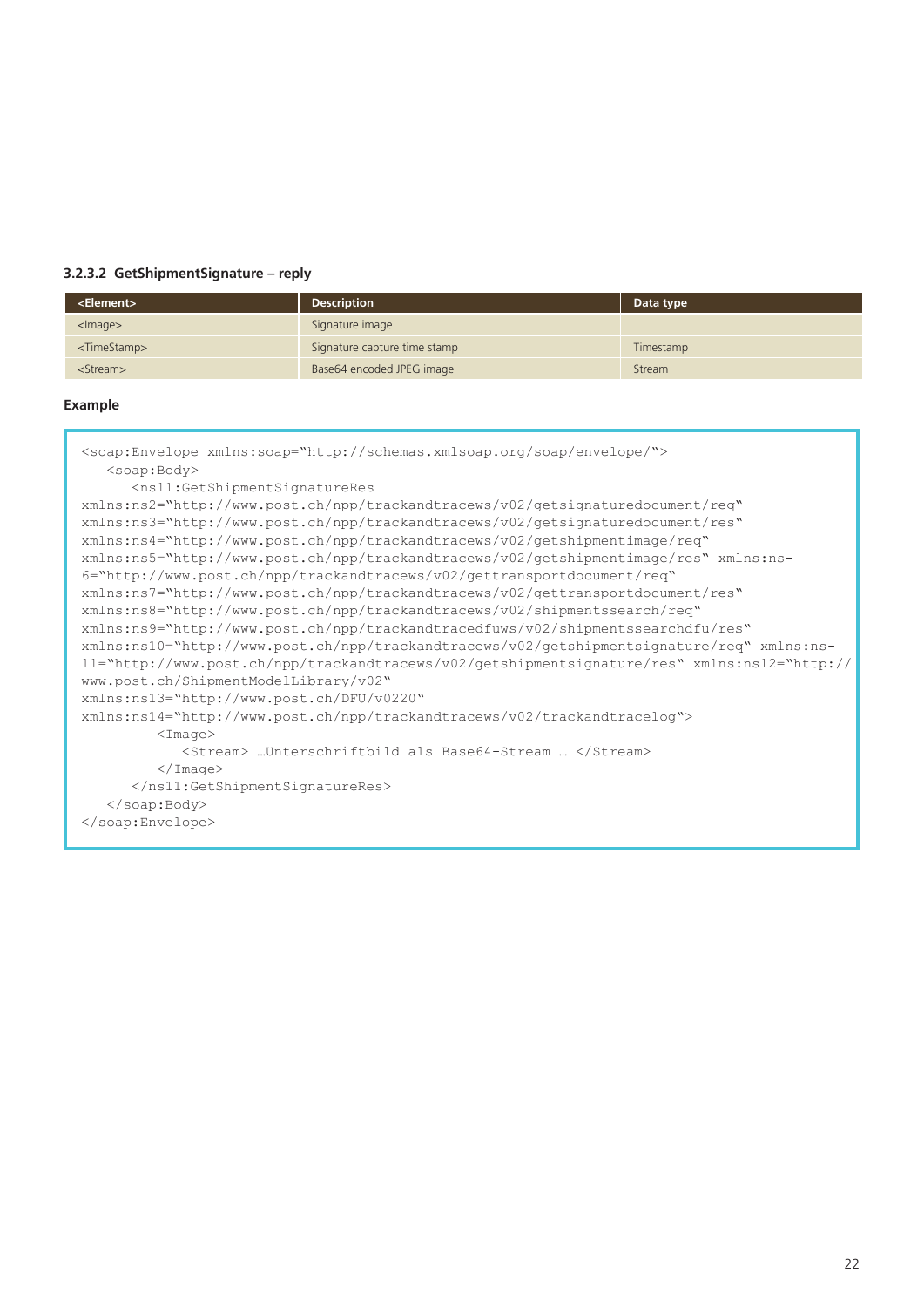#### 3.2.3.2 GetShipmentSignature – reply

| <Element> | Description | Data type |
|---|---|---|
| <Image> | Signature image | |
| <TimeStamp> | Signature capture time stamp | Timestamp |
| <Stream> | Base64 encoded JPEG image | Stream |

**Example**

```
<soap:Envelope xmlns:soap="http://schemas.xmlsoap.org/soap/envelope/">
   <soap:Body>
      <ns11:GetShipmentSignatureRes
xmlns:ns2="http://www.post.ch/npp/trackandtracews/v02/getsignaturedocument/req"
xmlns:ns3="http://www.post.ch/npp/trackandtracews/v02/getsignaturedocument/res"
xmlns:ns4="http://www.post.ch/npp/trackandtracews/v02/getshipmentimage/req"
xmlns:ns5="http://www.post.ch/npp/trackandtracews/v02/getshipmentimage/res" xmlns:ns-
6="http://www.post.ch/npp/trackandtracews/v02/gettransportdocument/req"
xmlns:ns7="http://www.post.ch/npp/trackandtracews/v02/gettransportdocument/res"
xmlns:ns8="http://www.post.ch/npp/trackandtracews/v02/shipmentssearch/req"
xmlns:ns9="http://www.post.ch/npp/trackandtracedfuws/v02/shipmentssearchdfu/res"
xmlns:ns10="http://www.post.ch/npp/trackandtracews/v02/getshipmentsignature/req" xmlns:ns-
11="http://www.post.ch/npp/trackandtracews/v02/getshipmentsignature/res" xmlns:ns12="http://
www.post.ch/ShipmentModelLibrary/v02"
xmlns:ns13="http://www.post.ch/DFU/v0220"
xmlns:ns14="http://www.post.ch/npp/trackandtracews/v02/trackandtracelog">
         <Image>
            <Stream> …Unterschriftbild als Base64-Stream … </Stream>
         </Image>
      </ns11:GetShipmentSignatureRes>
   </soap:Body>
</soap:Envelope>
```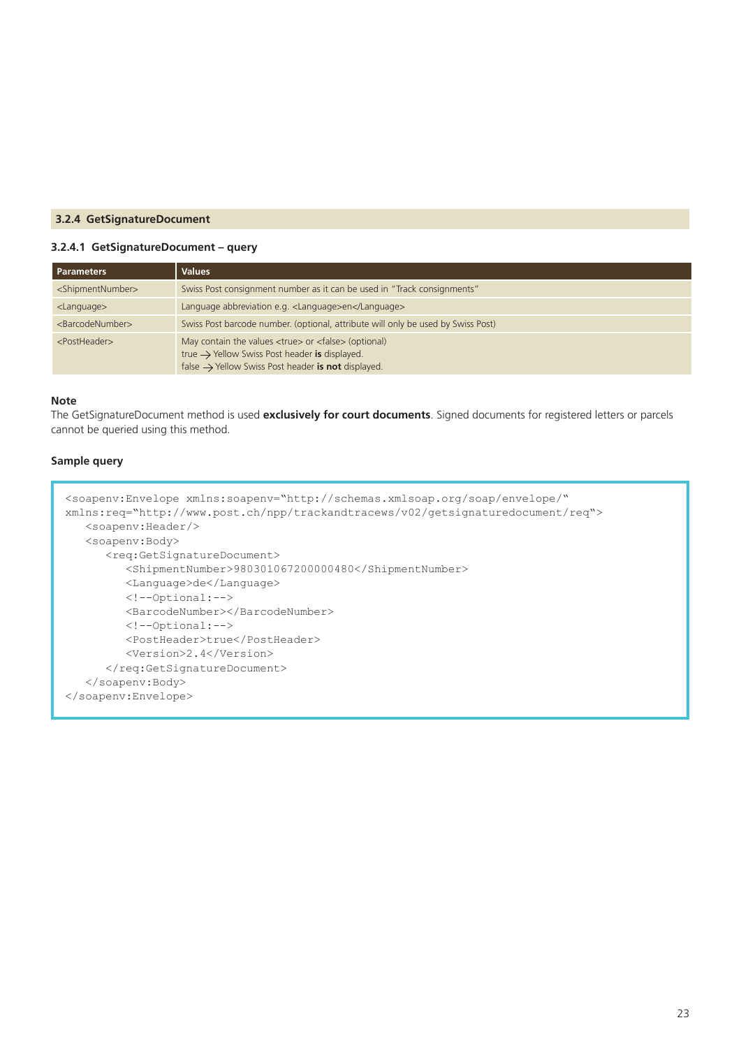### 3.2.4 GetSignatureDocument

#### 3.2.4.1 GetSignatureDocument – query

| Parameters | Values |
|---|---|
| <ShipmentNumber> | Swiss Post consignment number as it can be used in "Track consignments" |
| <Language> | Language abbreviation e.g. <Language>en</Language> |
| <BarcodeNumber> | Swiss Post barcode number. (optional, attribute will only be used by Swiss Post) |
| <PostHeader> | May contain the values <true> or <false> (optional)<br>true → Yellow Swiss Post header **is** displayed.<br>false → Yellow Swiss Post header **is not** displayed. |

**Note**

The GetSignatureDocument method is used **exclusively for court documents**. Signed documents for registered letters or parcels cannot be queried using this method.

**Sample query**

```
<soapenv:Envelope xmlns:soapenv="http://schemas.xmlsoap.org/soap/envelope/"
xmlns:req="http://www.post.ch/npp/trackandtracews/v02/getsignaturedocument/req">
   <soapenv:Header/>
   <soapenv:Body>
      <req:GetSignatureDocument>
         <ShipmentNumber>980301067200000480</ShipmentNumber>
         <Language>de</Language>
         <!--Optional:-->
         <BarcodeNumber></BarcodeNumber>
         <!--Optional:-->
         <PostHeader>true</PostHeader>
         <Version>2.4</Version>
      </req:GetSignatureDocument>
   </soapenv:Body>
</soapenv:Envelope>
```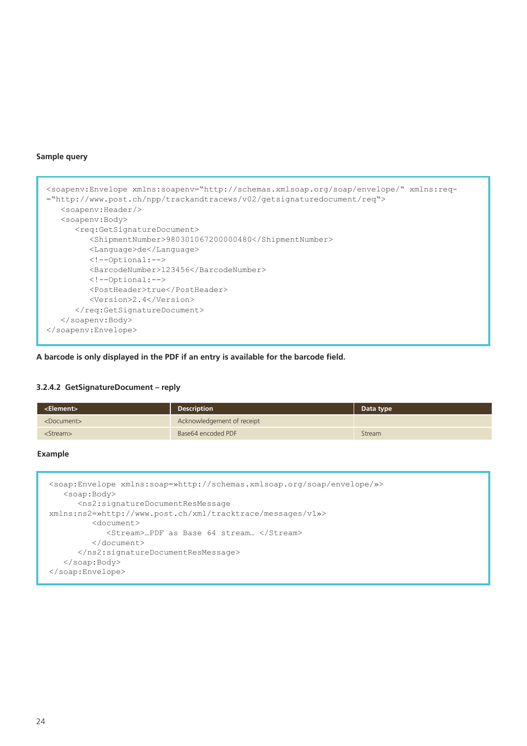**Sample query**

```
<soapenv:Envelope xmlns:soapenv="http://schemas.xmlsoap.org/soap/envelope/" xmlns:req-
="http://www.post.ch/npp/trackandtracews/v02/getsignaturedocument/req">
   <soapenv:Header/>
   <soapenv:Body>
      <req:GetSignatureDocument>
         <ShipmentNumber>980301067200000480</ShipmentNumber>
         <Language>de</Language>
         <!--Optional:-->
         <BarcodeNumber>123456</BarcodeNumber>
         <!--Optional:-->
         <PostHeader>true</PostHeader>
         <Version>2.4</Version>
      </req:GetSignatureDocument>
   </soapenv:Body>
</soapenv:Envelope>
```

**A barcode is only displayed in the PDF if an entry is available for the barcode field.**

### 3.2.4.2 GetSignatureDocument – reply

| <Element> | Description | Data type |
|---|---|---|
| <Document> | Acknowledgement of receipt | |
| <Stream> | Base64 encoded PDF | Stream |

**Example**

```
<soap:Envelope xmlns:soap=»http://schemas.xmlsoap.org/soap/envelope/»>
   <soap:Body>
      <ns2:signatureDocumentResMessage
xmlns:ns2=»http://www.post.ch/xml/tracktrace/messages/v1»>
         <document>
            <Stream>…PDF as Base 64 stream… </Stream>
         </document>
      </ns2:signatureDocumentResMessage>
   </soap:Body>
</soap:Envelope>
```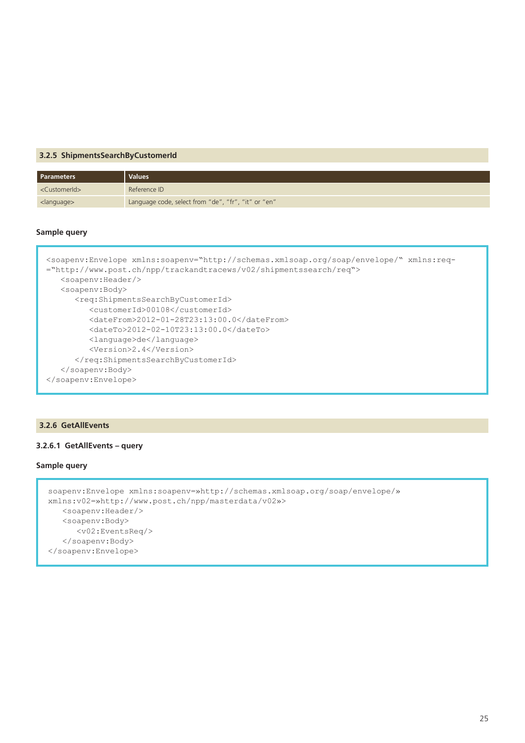### 3.2.5 ShipmentsSearchByCustomerId

| Parameters | Values |
|---|---|
| <CustomerId> | Reference ID |
| <language> | Language code, select from "de", "fr", "it" or "en" |

**Sample query**

```
<soapenv:Envelope xmlns:soapenv="http://schemas.xmlsoap.org/soap/envelope/" xmlns:req-
="http://www.post.ch/npp/trackandtracews/v02/shipmentssearch/req">
   <soapenv:Header/>
   <soapenv:Body>
      <req:ShipmentsSearchByCustomerId>
         <customerId>00108</customerId>
         <dateFrom>2012-01-28T23:13:00.0</dateFrom>
         <dateTo>2012-02-10T23:13:00.0</dateTo>
         <language>de</language>
         <Version>2.4</Version>
      </req:ShipmentsSearchByCustomerId>
   </soapenv:Body>
</soapenv:Envelope>
```

### 3.2.6 GetAllEvents

#### 3.2.6.1 GetAllEvents – query

**Sample query**

```
soapenv:Envelope xmlns:soapenv=»http://schemas.xmlsoap.org/soap/envelope/»
xmlns:v02=»http://www.post.ch/npp/masterdata/v02»>
   <soapenv:Header/>
   <soapenv:Body>
      <v02:EventsReq/>
   </soapenv:Body>
</soapenv:Envelope>
```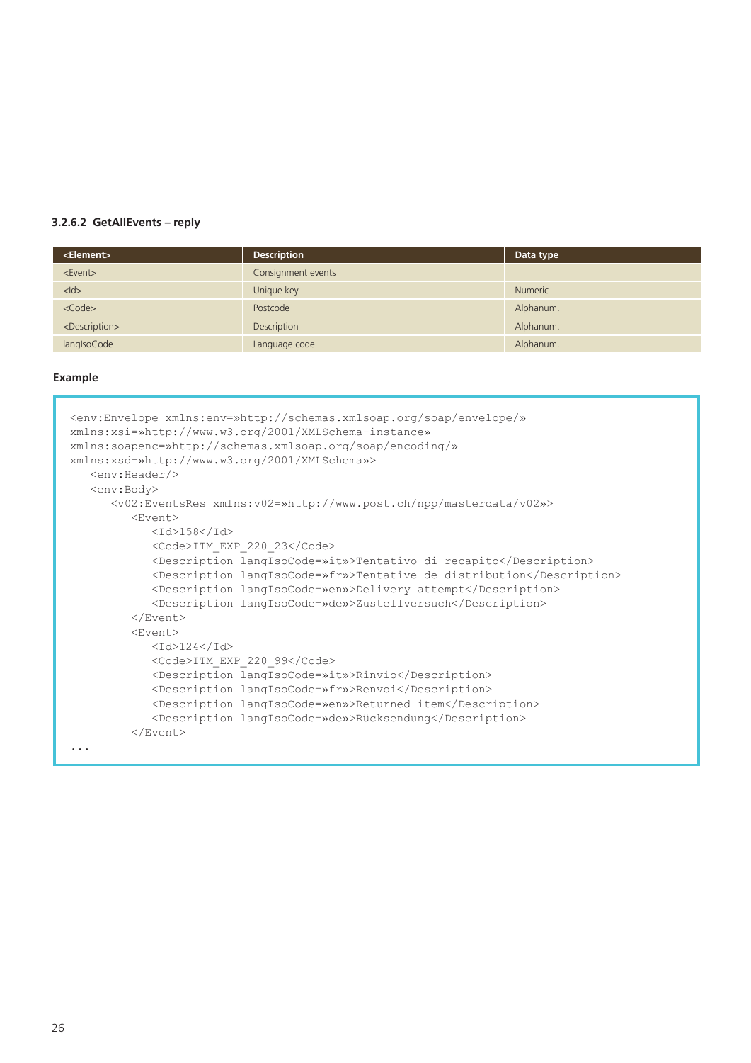### 3.2.6.2 GetAllEvents – reply

| <Element> | Description | Data type |
|---|---|---|
| <Event> | Consignment events | |
| <Id> | Unique key | Numeric |
| <Code> | Postcode | Alphanum. |
| <Description> | Description | Alphanum. |
| langIsoCode | Language code | Alphanum. |

**Example**

```
<env:Envelope xmlns:env=»http://schemas.xmlsoap.org/soap/envelope/»
xmlns:xsi=»http://www.w3.org/2001/XMLSchema-instance»
xmlns:soapenc=»http://schemas.xmlsoap.org/soap/encoding/»
xmlns:xsd=»http://www.w3.org/2001/XMLSchema»>
   <env:Header/>
   <env:Body>
      <v02:EventsRes xmlns:v02=»http://www.post.ch/npp/masterdata/v02»>
         <Event>
            <Id>158</Id>
            <Code>ITM_EXP_220_23</Code>
            <Description langIsoCode=»it»>Tentativo di recapito</Description>
            <Description langIsoCode=»fr»>Tentative de distribution</Description>
            <Description langIsoCode=»en»>Delivery attempt</Description>
            <Description langIsoCode=»de»>Zustellversuch</Description>
         </Event>
         <Event>
            <Id>124</Id>
            <Code>ITM_EXP_220_99</Code>
            <Description langIsoCode=»it»>Rinvio</Description>
            <Description langIsoCode=»fr»>Renvoi</Description>
            <Description langIsoCode=»en»>Returned item</Description>
            <Description langIsoCode=»de»>Rücksendung</Description>
         </Event>
...
```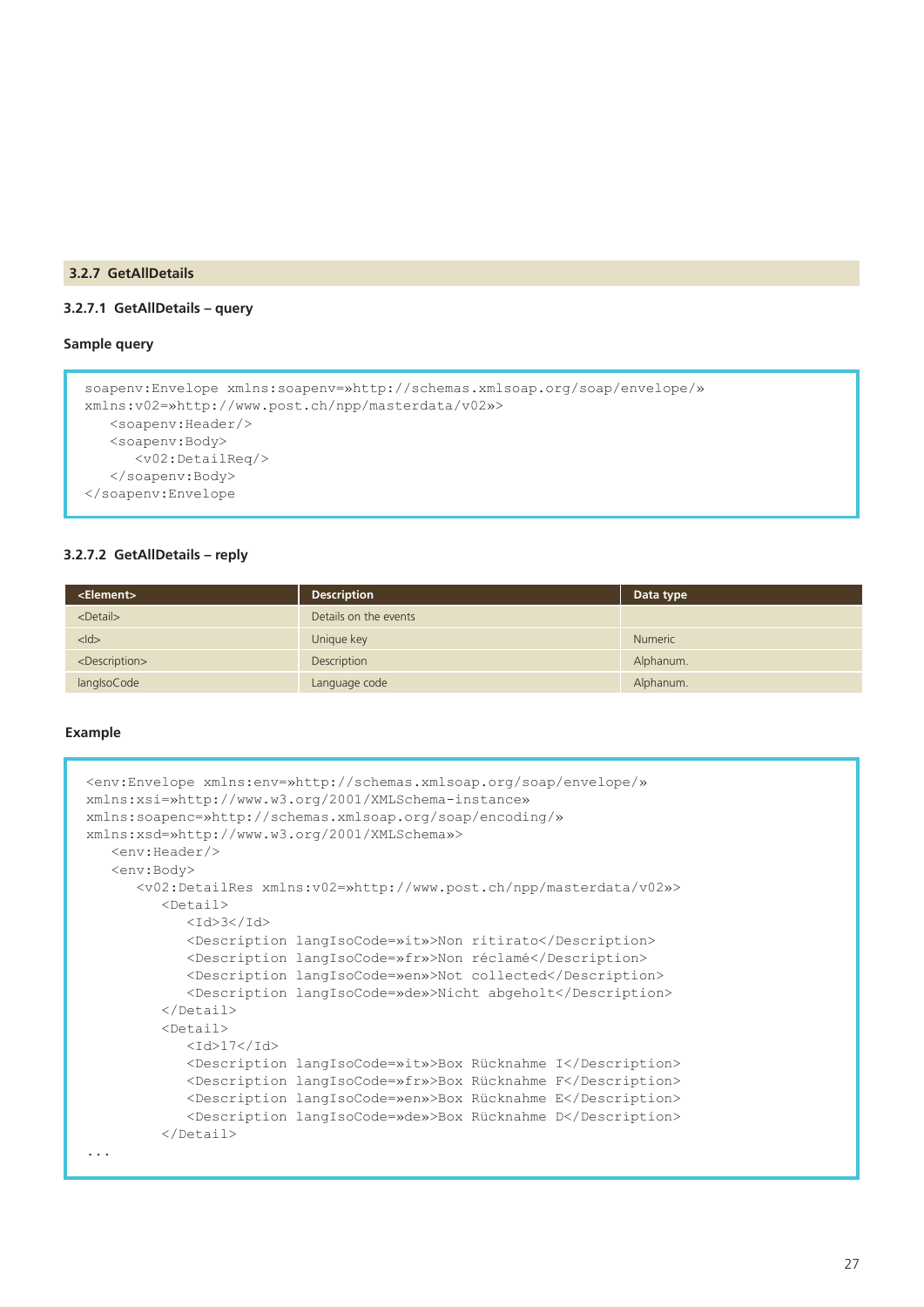## 3.2.7 GetAllDetails

### 3.2.7.1 GetAllDetails – query

**Sample query**

```
soapenv:Envelope xmlns:soapenv=»http://schemas.xmlsoap.org/soap/envelope/»
xmlns:v02=»http://www.post.ch/npp/masterdata/v02»>
   <soapenv:Header/>
   <soapenv:Body>
      <v02:DetailReq/>
   </soapenv:Body>
</soapenv:Envelope
```

### 3.2.7.2 GetAllDetails – reply

| <Element> | Description | Data type |
|---|---|---|
| <Detail> | Details on the events | |
| <Id> | Unique key | Numeric |
| <Description> | Description | Alphanum. |
| langIsoCode | Language code | Alphanum. |

**Example**

```
<env:Envelope xmlns:env=»http://schemas.xmlsoap.org/soap/envelope/»
xmlns:xsi=»http://www.w3.org/2001/XMLSchema-instance»
xmlns:soapenc=»http://schemas.xmlsoap.org/soap/encoding/»
xmlns:xsd=»http://www.w3.org/2001/XMLSchema»>
   <env:Header/>
   <env:Body>
      <v02:DetailRes xmlns:v02=»http://www.post.ch/npp/masterdata/v02»>
         <Detail>
            <Id>3</Id>
            <Description langIsoCode=»it»>Non ritirato</Description>
            <Description langIsoCode=»fr»>Non réclamé</Description>
            <Description langIsoCode=»en»>Not collected</Description>
            <Description langIsoCode=»de»>Nicht abgeholt</Description>
         </Detail>
         <Detail>
            <Id>17</Id>
            <Description langIsoCode=»it»>Box Rücknahme I</Description>
            <Description langIsoCode=»fr»>Box Rücknahme F</Description>
            <Description langIsoCode=»en»>Box Rücknahme E</Description>
            <Description langIsoCode=»de»>Box Rücknahme D</Description>
         </Detail>
...
```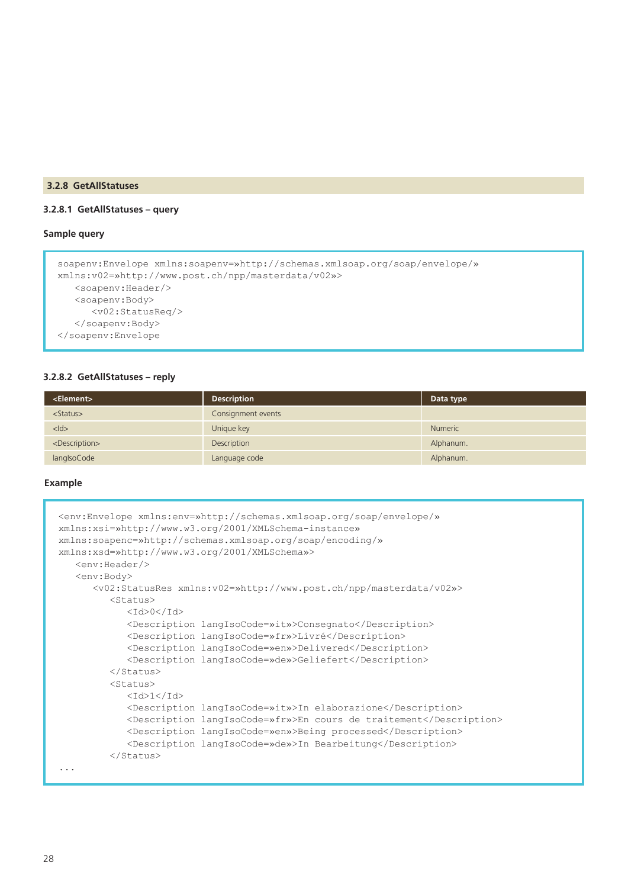### 3.2.8 GetAllStatuses

#### 3.2.8.1 GetAllStatuses – query

**Sample query**

```
soapenv:Envelope xmlns:soapenv=»http://schemas.xmlsoap.org/soap/envelope/»
xmlns:v02=»http://www.post.ch/npp/masterdata/v02»>
   <soapenv:Header/>
   <soapenv:Body>
      <v02:StatusReq/>
   </soapenv:Body>
</soapenv:Envelope
```

#### 3.2.8.2 GetAllStatuses – reply

| <Element> | Description | Data type |
|---|---|---|
| <Status> | Consignment events | |
| <Id> | Unique key | Numeric |
| <Description> | Description | Alphanum. |
| langIsoCode | Language code | Alphanum. |

**Example**

```
<env:Envelope xmlns:env=»http://schemas.xmlsoap.org/soap/envelope/»
xmlns:xsi=»http://www.w3.org/2001/XMLSchema-instance»
xmlns:soapenc=»http://schemas.xmlsoap.org/soap/encoding/»
xmlns:xsd=»http://www.w3.org/2001/XMLSchema»>
   <env:Header/>
   <env:Body>
      <v02:StatusRes xmlns:v02=»http://www.post.ch/npp/masterdata/v02»>
         <Status>
            <Id>0</Id>
            <Description langIsoCode=»it»>Consegnato</Description>
            <Description langIsoCode=»fr»>Livré</Description>
            <Description langIsoCode=»en»>Delivered</Description>
            <Description langIsoCode=»de»>Geliefert</Description>
         </Status>
         <Status>
            <Id>1</Id>
            <Description langIsoCode=»it»>In elaborazione</Description>
            <Description langIsoCode=»fr»>En cours de traitement</Description>
            <Description langIsoCode=»en»>Being processed</Description>
            <Description langIsoCode=»de»>In Bearbeitung</Description>
         </Status>
...
```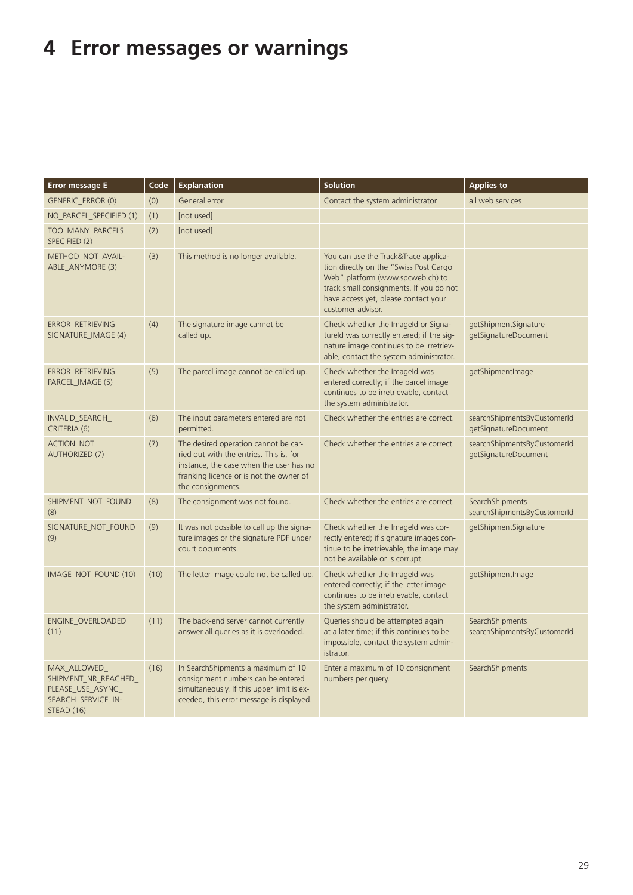# 4 Error messages or warnings

| Error message E | Code | Explanation | Solution | Applies to |
|---|---|---|---|---|
| GENERIC_ERROR (0) | (0) | General error | Contact the system administrator | all web services |
| NO_PARCEL_SPECIFIED (1) | (1) | [not used] | | |
| TOO_MANY_PARCELS_ SPECIFIED (2) | (2) | [not used] | | |
| METHOD_NOT_AVAIL-ABLE_ANYMORE (3) | (3) | This method is no longer available. | You can use the Track&Trace application directly on the "Swiss Post Cargo Web" platform (www.spcweb.ch) to track small consignments. If you do not have access yet, please contact your customer advisor. | |
| ERROR_RETRIEVING_ SIGNATURE_IMAGE (4) | (4) | The signature image cannot be called up. | Check whether the ImageId or SignatureId was correctly entered; if the signature image continues to be irretrievable, contact the system administrator. | getShipmentSignature getSignatureDocument |
| ERROR_RETRIEVING_ PARCEL_IMAGE (5) | (5) | The parcel image cannot be called up. | Check whether the ImageId was entered correctly; if the parcel image continues to be irretrievable, contact the system administrator. | getShipmentImage |
| INVALID_SEARCH_ CRITERIA (6) | (6) | The input parameters entered are not permitted. | Check whether the entries are correct. | searchShipmentsByCustomerId getSignatureDocument |
| ACTION_NOT_ AUTHORIZED (7) | (7) | The desired operation cannot be carried out with the entries. This is, for instance, the case when the user has no franking licence or is not the owner of the consignments. | Check whether the entries are correct. | searchShipmentsByCustomerId getSignatureDocument |
| SHIPMENT_NOT_FOUND (8) | (8) | The consignment was not found. | Check whether the entries are correct. | SearchShipments searchShipmentsByCustomerId |
| SIGNATURE_NOT_FOUND (9) | (9) | It was not possible to call up the signature images or the signature PDF under court documents. | Check whether the ImageId was correctly entered; if signature images continue to be irretrievable, the image may not be available or is corrupt. | getShipmentSignature |
| IMAGE_NOT_FOUND (10) | (10) | The letter image could not be called up. | Check whether the ImageId was entered correctly; if the letter image continues to be irretrievable, contact the system administrator. | getShipmentImage |
| ENGINE_OVERLOADED (11) | (11) | The back-end server cannot currently answer all queries as it is overloaded. | Queries should be attempted again at a later time; if this continues to be impossible, contact the system administrator. | SearchShipments searchShipmentsByCustomerId |
| MAX_ALLOWED_ SHIPMENT_NR_REACHED_ PLEASE_USE_ASYNC_ SEARCH_SERVICE_IN-STEAD (16) | (16) | In SearchShipments a maximum of 10 consignment numbers can be entered simultaneously. If this upper limit is exceeded, this error message is displayed. | Enter a maximum of 10 consignment numbers per query. | SearchShipments |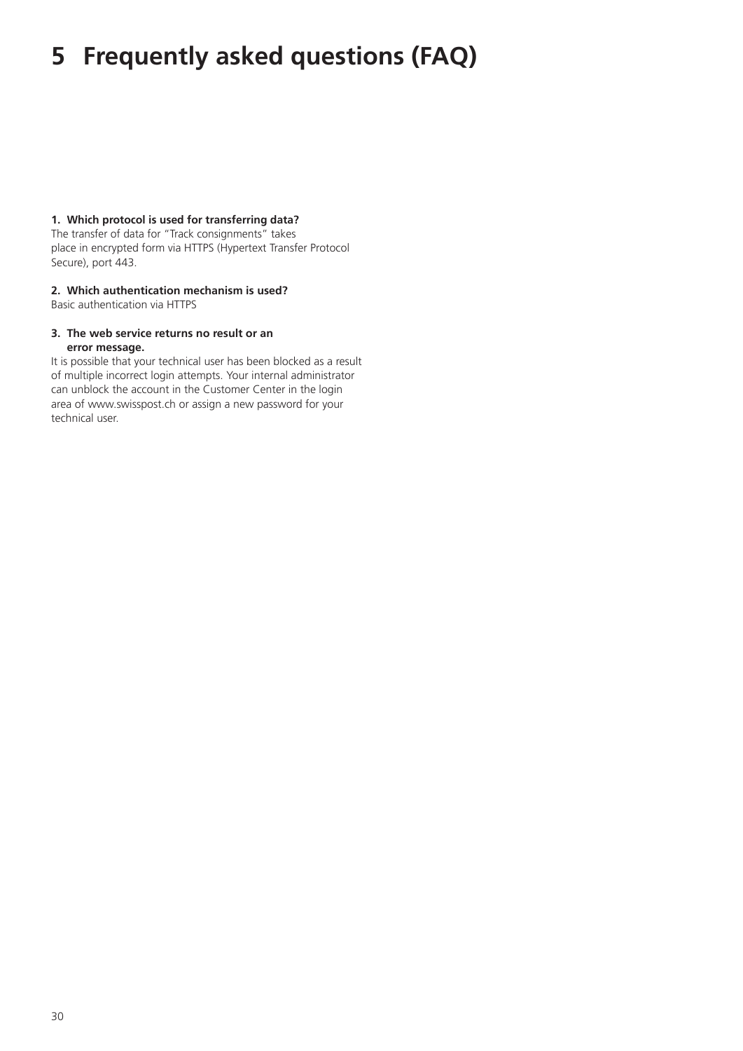# 5 Frequently asked questions (FAQ)

**1. Which protocol is used for transferring data?**
The transfer of data for "Track consignments" takes place in encrypted form via HTTPS (Hypertext Transfer Protocol Secure), port 443.

**2. Which authentication mechanism is used?**
Basic authentication via HTTPS

**3. The web service returns no result or an error message.**
It is possible that your technical user has been blocked as a result of multiple incorrect login attempts. Your internal administrator can unblock the account in the Customer Center in the login area of www.swisspost.ch or assign a new password for your technical user.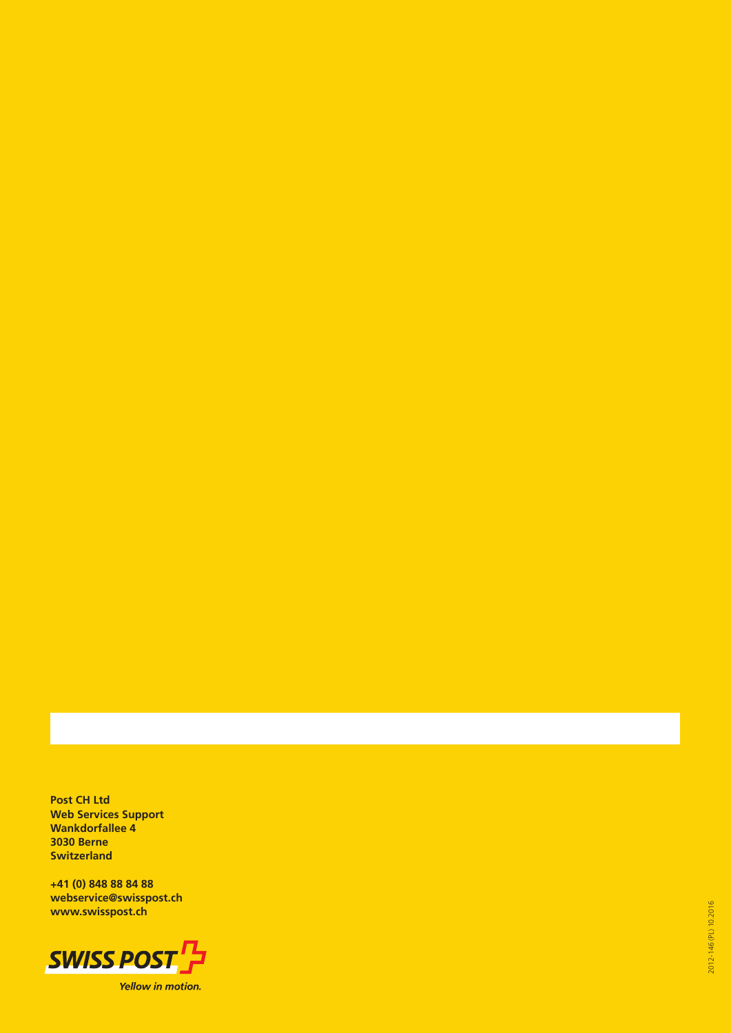**Post CH Ltd**
**Web Services Support**
**Wankdorfallee 4**
**3030 Berne**
**Switzerland**

**+41 (0) 848 88 84 88**
**webservice@swisspost.ch**
**www.swisspost.ch**

SWISS POST

*Yellow in motion.*

2012-146 (PL) 10.2016